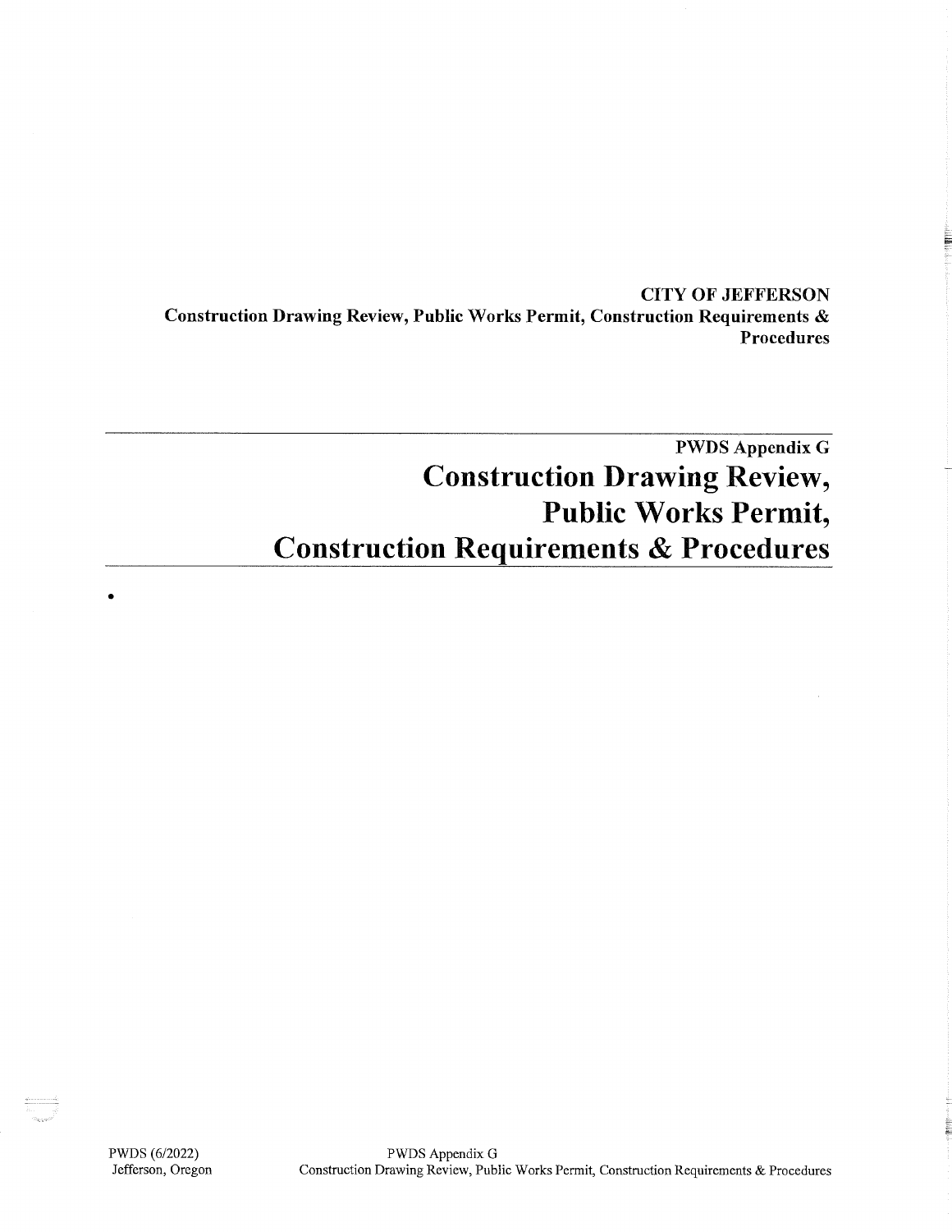**CITY OF JEFFERSON**
**Construction Drawing Review, Public Works Permit, Construction Requirements & Procedures**

---

**PWDS Appendix G**

# Construction Drawing Review, Public Works Permit, Construction Requirements & Procedures

---

•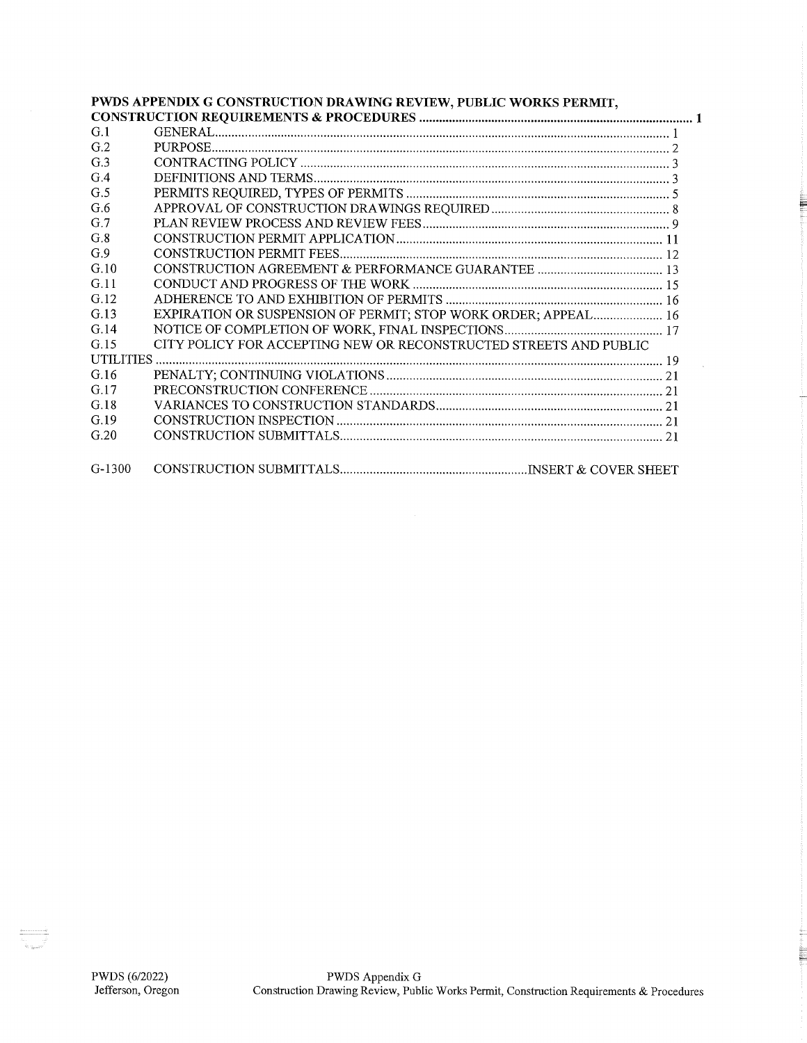**PWDS APPENDIX G CONSTRUCTION DRAWING REVIEW, PUBLIC WORKS PERMIT, CONSTRUCTION REQUIREMENTS & PROCEDURES ....... 1**

| | | |
|---|---|---|
| G.1 | GENERAL | 1 |
| G.2 | PURPOSE | 2 |
| G.3 | CONTRACTING POLICY | 3 |
| G.4 | DEFINITIONS AND TERMS | 3 |
| G.5 | PERMITS REQUIRED, TYPES OF PERMITS | 5 |
| G.6 | APPROVAL OF CONSTRUCTION DRAWINGS REQUIRED | 8 |
| G.7 | PLAN REVIEW PROCESS AND REVIEW FEES | 9 |
| G.8 | CONSTRUCTION PERMIT APPLICATION | 11 |
| G.9 | CONSTRUCTION PERMIT FEES | 12 |
| G.10 | CONSTRUCTION AGREEMENT & PERFORMANCE GUARANTEE | 13 |
| G.11 | CONDUCT AND PROGRESS OF THE WORK | 15 |
| G.12 | ADHERENCE TO AND EXHIBITION OF PERMITS | 16 |
| G.13 | EXPIRATION OR SUSPENSION OF PERMIT; STOP WORK ORDER; APPEAL | 16 |
| G.14 | NOTICE OF COMPLETION OF WORK, FINAL INSPECTIONS | 17 |
| G.15 | CITY POLICY FOR ACCEPTING NEW OR RECONSTRUCTED STREETS AND PUBLIC UTILITIES | 19 |
| G.16 | PENALTY; CONTINUING VIOLATIONS | 21 |
| G.17 | PRECONSTRUCTION CONFERENCE | 21 |
| G.18 | VARIANCES TO CONSTRUCTION STANDARDS | 21 |
| G.19 | CONSTRUCTION INSPECTION | 21 |
| G.20 | CONSTRUCTION SUBMITTALS | 21 |
| G-1300 | CONSTRUCTION SUBMITTALS | INSERT & COVER SHEET |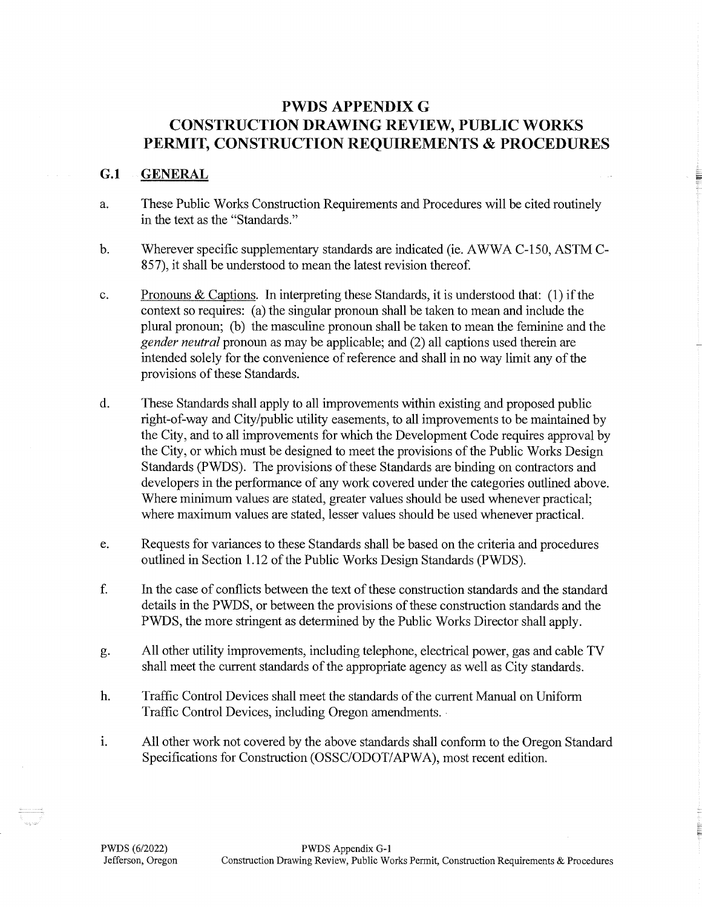# PWDS APPENDIX G
# CONSTRUCTION DRAWING REVIEW, PUBLIC WORKS PERMIT, CONSTRUCTION REQUIREMENTS & PROCEDURES

## G.1 GENERAL

a. These Public Works Construction Requirements and Procedures will be cited routinely in the text as the "Standards."

b. Wherever specific supplementary standards are indicated (ie. AWWA C-150, ASTM C-857), it shall be understood to mean the latest revision thereof.

c. Pronouns & Captions. In interpreting these Standards, it is understood that: (1) if the context so requires: (a) the singular pronoun shall be taken to mean and include the plural pronoun; (b) the masculine pronoun shall be taken to mean the feminine and the *gender neutral* pronoun as may be applicable; and (2) all captions used therein are intended solely for the convenience of reference and shall in no way limit any of the provisions of these Standards.

d. These Standards shall apply to all improvements within existing and proposed public right-of-way and City/public utility easements, to all improvements to be maintained by the City, and to all improvements for which the Development Code requires approval by the City, or which must be designed to meet the provisions of the Public Works Design Standards (PWDS). The provisions of these Standards are binding on contractors and developers in the performance of any work covered under the categories outlined above. Where minimum values are stated, greater values should be used whenever practical; where maximum values are stated, lesser values should be used whenever practical.

e. Requests for variances to these Standards shall be based on the criteria and procedures outlined in Section 1.12 of the Public Works Design Standards (PWDS).

f. In the case of conflicts between the text of these construction standards and the standard details in the PWDS, or between the provisions of these construction standards and the PWDS, the more stringent as determined by the Public Works Director shall apply.

g. All other utility improvements, including telephone, electrical power, gas and cable TV shall meet the current standards of the appropriate agency as well as City standards.

h. Traffic Control Devices shall meet the standards of the current Manual on Uniform Traffic Control Devices, including Oregon amendments.

i. All other work not covered by the above standards shall conform to the Oregon Standard Specifications for Construction (OSSC/ODOT/APWA), most recent edition.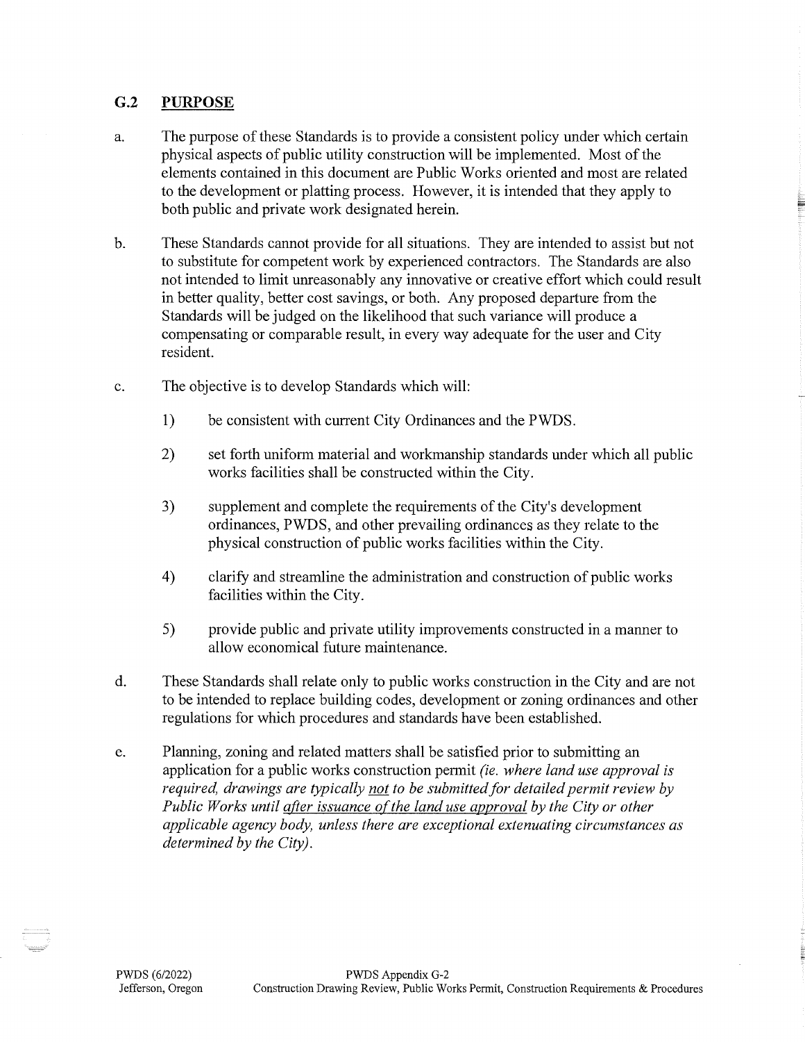## G.2 PURPOSE

a. The purpose of these Standards is to provide a consistent policy under which certain physical aspects of public utility construction will be implemented. Most of the elements contained in this document are Public Works oriented and most are related to the development or platting process. However, it is intended that they apply to both public and private work designated herein.

b. These Standards cannot provide for all situations. They are intended to assist but not to substitute for competent work by experienced contractors. The Standards are also not intended to limit unreasonably any innovative or creative effort which could result in better quality, better cost savings, or both. Any proposed departure from the Standards will be judged on the likelihood that such variance will produce a compensating or comparable result, in every way adequate for the user and City resident.

c. The objective is to develop Standards which will:

1) be consistent with current City Ordinances and the PWDS.

2) set forth uniform material and workmanship standards under which all public works facilities shall be constructed within the City.

3) supplement and complete the requirements of the City's development ordinances, PWDS, and other prevailing ordinances as they relate to the physical construction of public works facilities within the City.

4) clarify and streamline the administration and construction of public works facilities within the City.

5) provide public and private utility improvements constructed in a manner to allow economical future maintenance.

d. These Standards shall relate only to public works construction in the City and are not to be intended to replace building codes, development or zoning ordinances and other regulations for which procedures and standards have been established.

e. Planning, zoning and related matters shall be satisfied prior to submitting an application for a public works construction permit *(ie. where land use approval is required, drawings are typically <u>not</u> to be submitted for detailed permit review by Public Works until <u>after issuance of the land use approval</u> by the City or other applicable agency body, unless there are exceptional extenuating circumstances as determined by the City).*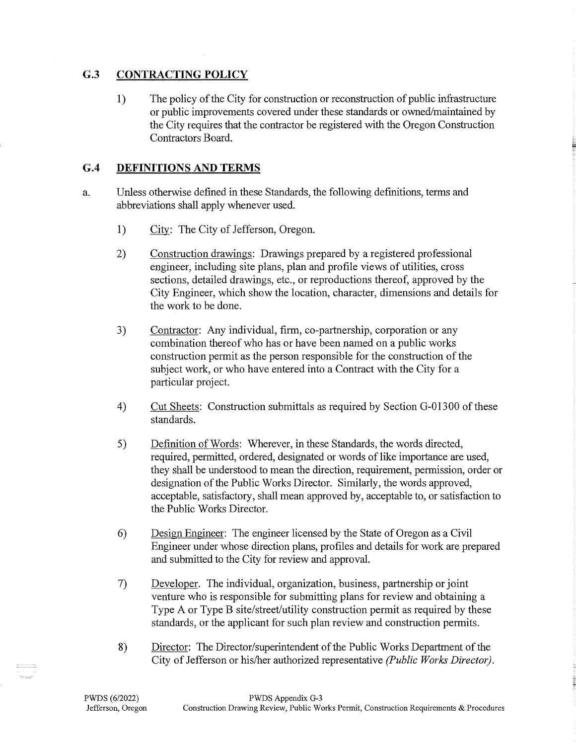## G.3 CONTRACTING POLICY

1) The policy of the City for construction or reconstruction of public infrastructure or public improvements covered under these standards or owned/maintained by the City requires that the contractor be registered with the Oregon Construction Contractors Board.

## G.4 DEFINITIONS AND TERMS

a. Unless otherwise defined in these Standards, the following definitions, terms and abbreviations shall apply whenever used.

1) City: The City of Jefferson, Oregon.

2) Construction drawings: Drawings prepared by a registered professional engineer, including site plans, plan and profile views of utilities, cross sections, detailed drawings, etc., or reproductions thereof, approved by the City Engineer, which show the location, character, dimensions and details for the work to be done.

3) Contractor: Any individual, firm, co-partnership, corporation or any combination thereof who has or have been named on a public works construction permit as the person responsible for the construction of the subject work, or who have entered into a Contract with the City for a particular project.

4) Cut Sheets: Construction submittals as required by Section G-01300 of these standards.

5) Definition of Words: Wherever, in these Standards, the words directed, required, permitted, ordered, designated or words of like importance are used, they shall be understood to mean the direction, requirement, permission, order or designation of the Public Works Director. Similarly, the words approved, acceptable, satisfactory, shall mean approved by, acceptable to, or satisfaction to the Public Works Director.

6) Design Engineer: The engineer licensed by the State of Oregon as a Civil Engineer under whose direction plans, profiles and details for work are prepared and submitted to the City for review and approval.

7) Developer. The individual, organization, business, partnership or joint venture who is responsible for submitting plans for review and obtaining a Type A or Type B site/street/utility construction permit as required by these standards, or the applicant for such plan review and construction permits.

8) Director: The Director/superintendent of the Public Works Department of the City of Jefferson or his/her authorized representative *(Public Works Director)*.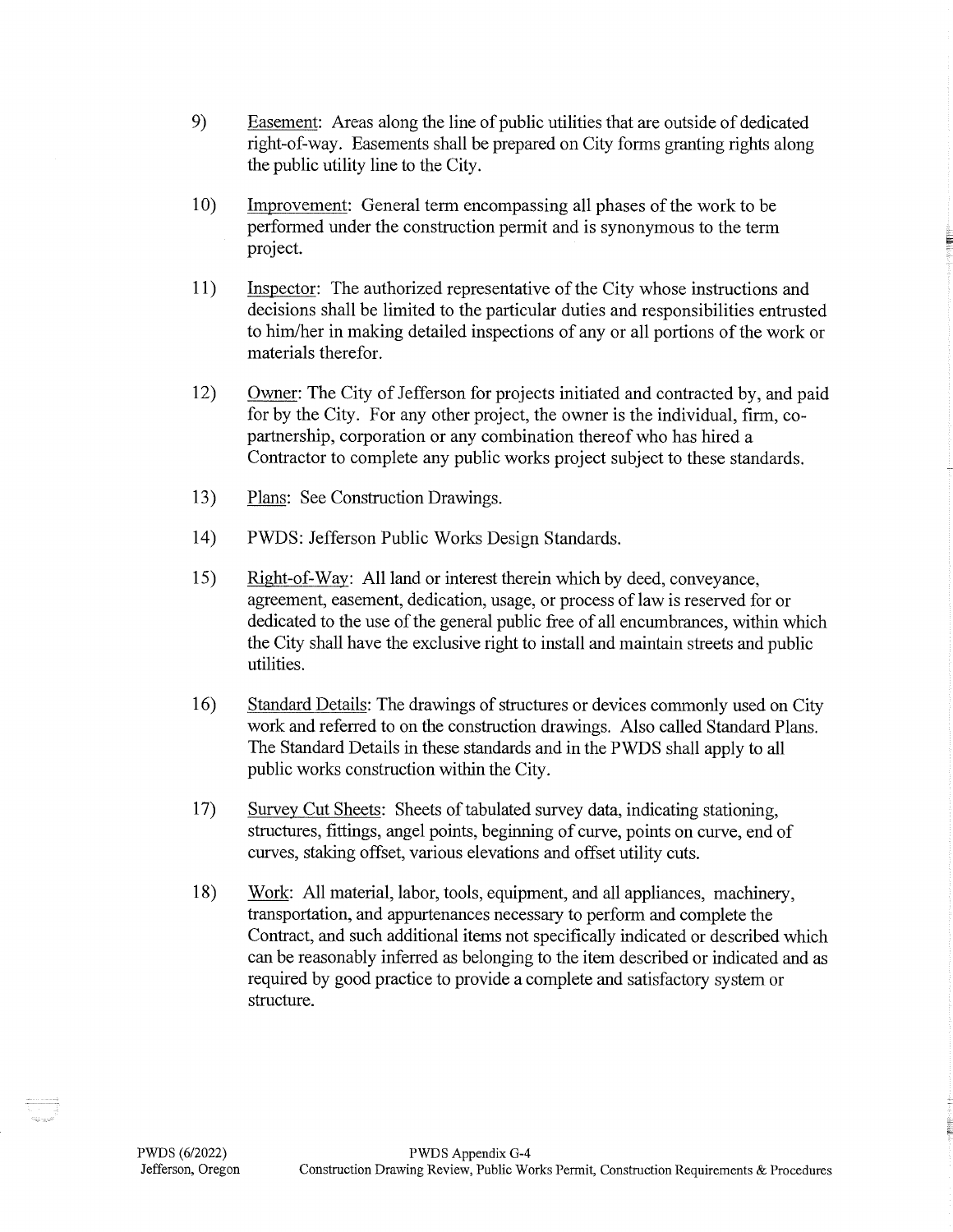9) <u>Easement</u>: Areas along the line of public utilities that are outside of dedicated right-of-way. Easements shall be prepared on City forms granting rights along the public utility line to the City.

10) <u>Improvement</u>: General term encompassing all phases of the work to be performed under the construction permit and is synonymous to the term project.

11) <u>Inspector</u>: The authorized representative of the City whose instructions and decisions shall be limited to the particular duties and responsibilities entrusted to him/her in making detailed inspections of any or all portions of the work or materials therefor.

12) <u>Owner</u>: The City of Jefferson for projects initiated and contracted by, and paid for by the City. For any other project, the owner is the individual, firm, co-partnership, corporation or any combination thereof who has hired a Contractor to complete any public works project subject to these standards.

13) <u>Plans</u>: See Construction Drawings.

14) PWDS: Jefferson Public Works Design Standards.

15) <u>Right-of-Way</u>: All land or interest therein which by deed, conveyance, agreement, easement, dedication, usage, or process of law is reserved for or dedicated to the use of the general public free of all encumbrances, within which the City shall have the exclusive right to install and maintain streets and public utilities.

16) <u>Standard Details</u>: The drawings of structures or devices commonly used on City work and referred to on the construction drawings. Also called Standard Plans. The Standard Details in these standards and in the PWDS shall apply to all public works construction within the City.

17) <u>Survey Cut Sheets</u>: Sheets of tabulated survey data, indicating stationing, structures, fittings, angel points, beginning of curve, points on curve, end of curves, staking offset, various elevations and offset utility cuts.

18) <u>Work</u>: All material, labor, tools, equipment, and all appliances, machinery, transportation, and appurtenances necessary to perform and complete the Contract, and such additional items not specifically indicated or described which can be reasonably inferred as belonging to the item described or indicated and as required by good practice to provide a complete and satisfactory system or structure.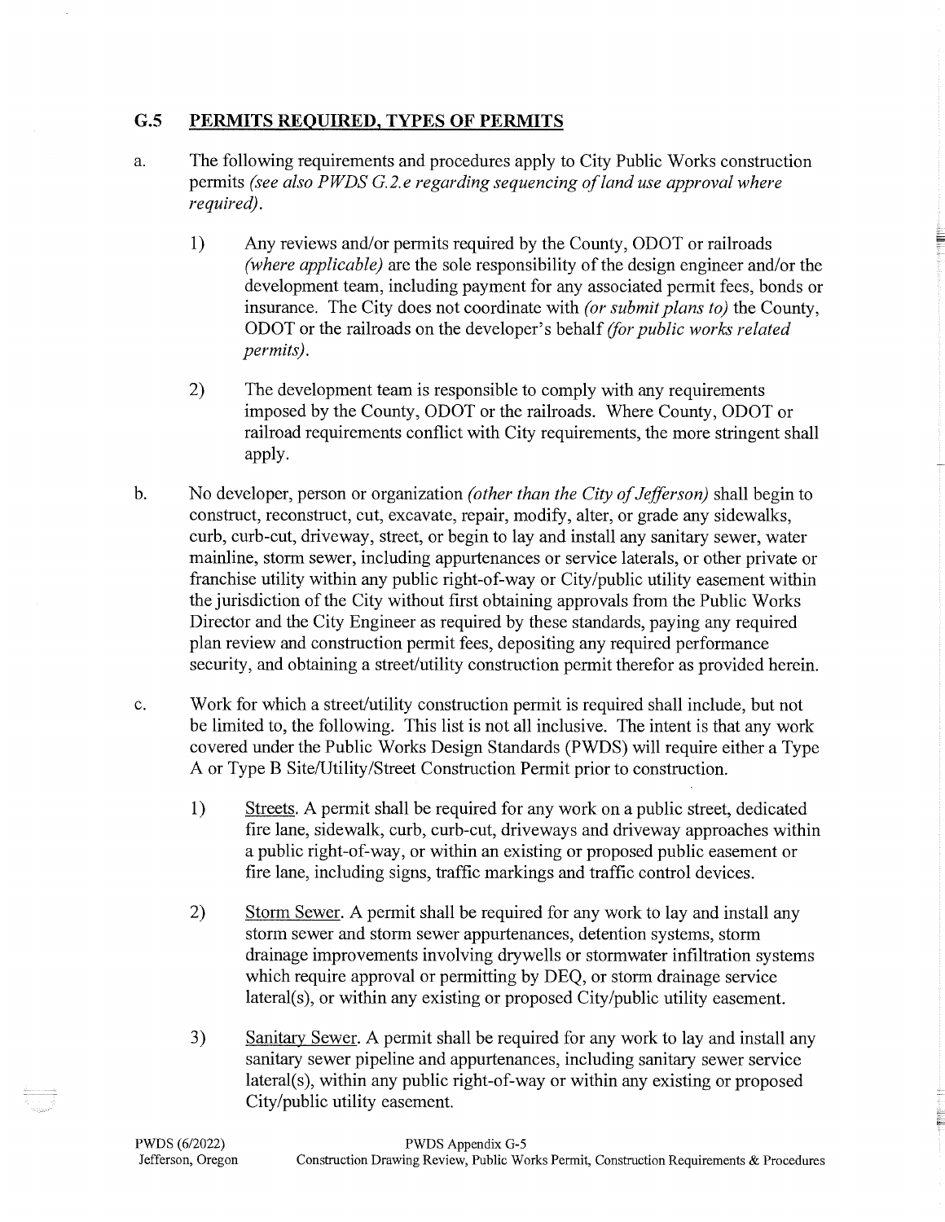## G.5 PERMITS REQUIRED, TYPES OF PERMITS

a. The following requirements and procedures apply to City Public Works construction permits *(see also PWDS G.2.e regarding sequencing of land use approval where required)*.

   1) Any reviews and/or permits required by the County, ODOT or railroads *(where applicable)* are the sole responsibility of the design engineer and/or the development team, including payment for any associated permit fees, bonds or insurance. The City does not coordinate with *(or submit plans to)* the County, ODOT or the railroads on the developer's behalf *(for public works related permits)*.

   2) The development team is responsible to comply with any requirements imposed by the County, ODOT or the railroads. Where County, ODOT or railroad requirements conflict with City requirements, the more stringent shall apply.

b. No developer, person or organization *(other than the City of Jefferson)* shall begin to construct, reconstruct, cut, excavate, repair, modify, alter, or grade any sidewalks, curb, curb-cut, driveway, street, or begin to lay and install any sanitary sewer, water mainline, storm sewer, including appurtenances or service laterals, or other private or franchise utility within any public right-of-way or City/public utility easement within the jurisdiction of the City without first obtaining approvals from the Public Works Director and the City Engineer as required by these standards, paying any required plan review and construction permit fees, depositing any required performance security, and obtaining a street/utility construction permit therefor as provided herein.

c. Work for which a street/utility construction permit is required shall include, but not be limited to, the following. This list is not all inclusive. The intent is that any work covered under the Public Works Design Standards (PWDS) will require either a Type A or Type B Site/Utility/Street Construction Permit prior to construction.

   1) Streets. A permit shall be required for any work on a public street, dedicated fire lane, sidewalk, curb, curb-cut, driveways and driveway approaches within a public right-of-way, or within an existing or proposed public easement or fire lane, including signs, traffic markings and traffic control devices.

   2) Storm Sewer. A permit shall be required for any work to lay and install any storm sewer and storm sewer appurtenances, detention systems, storm drainage improvements involving drywells or stormwater infiltration systems which require approval or permitting by DEQ, or storm drainage service lateral(s), or within any existing or proposed City/public utility easement.

   3) Sanitary Sewer. A permit shall be required for any work to lay and install any sanitary sewer pipeline and appurtenances, including sanitary sewer service lateral(s), within any public right-of-way or within any existing or proposed City/public utility easement.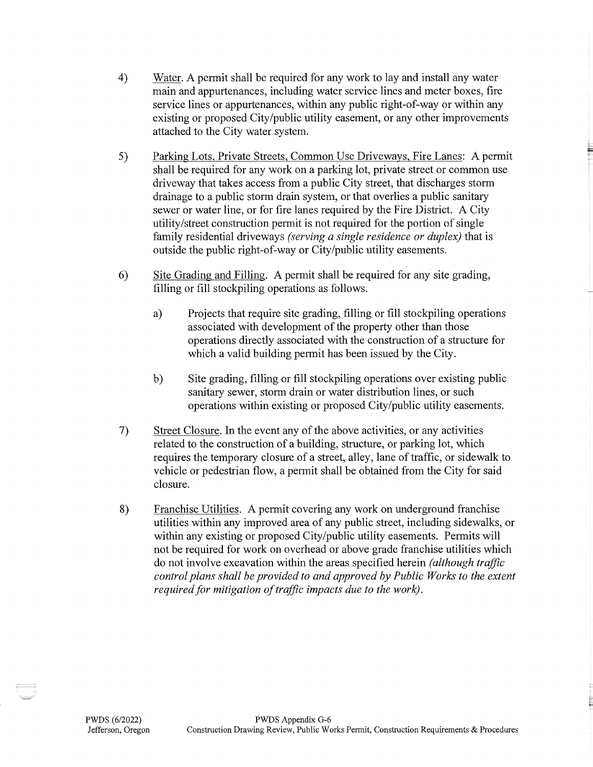4) Water. A permit shall be required for any work to lay and install any water main and appurtenances, including water service lines and meter boxes, fire service lines or appurtenances, within any public right-of-way or within any existing or proposed City/public utility easement, or any other improvements attached to the City water system.

5) Parking Lots, Private Streets, Common Use Driveways, Fire Lanes: A permit shall be required for any work on a parking lot, private street or common use driveway that takes access from a public City street, that discharges storm drainage to a public storm drain system, or that overlies a public sanitary sewer or water line, or for fire lanes required by the Fire District. A City utility/street construction permit is not required for the portion of single family residential driveways *(serving a single residence or duplex)* that is outside the public right-of-way or City/public utility easements.

6) Site Grading and Filling. A permit shall be required for any site grading, filling or fill stockpiling operations as follows.

   a) Projects that require site grading, filling or fill stockpiling operations associated with development of the property other than those operations directly associated with the construction of a structure for which a valid building permit has been issued by the City.

   b) Site grading, filling or fill stockpiling operations over existing public sanitary sewer, storm drain or water distribution lines, or such operations within existing or proposed City/public utility easements.

7) Street Closure. In the event any of the above activities, or any activities related to the construction of a building, structure, or parking lot, which requires the temporary closure of a street, alley, lane of traffic, or sidewalk to vehicle or pedestrian flow, a permit shall be obtained from the City for said closure.

8) Franchise Utilities. A permit covering any work on underground franchise utilities within any improved area of any public street, including sidewalks, or within any existing or proposed City/public utility easements. Permits will not be required for work on overhead or above grade franchise utilities which do not involve excavation within the areas specified herein *(although traffic control plans shall be provided to and approved by Public Works to the extent required for mitigation of traffic impacts due to the work)*.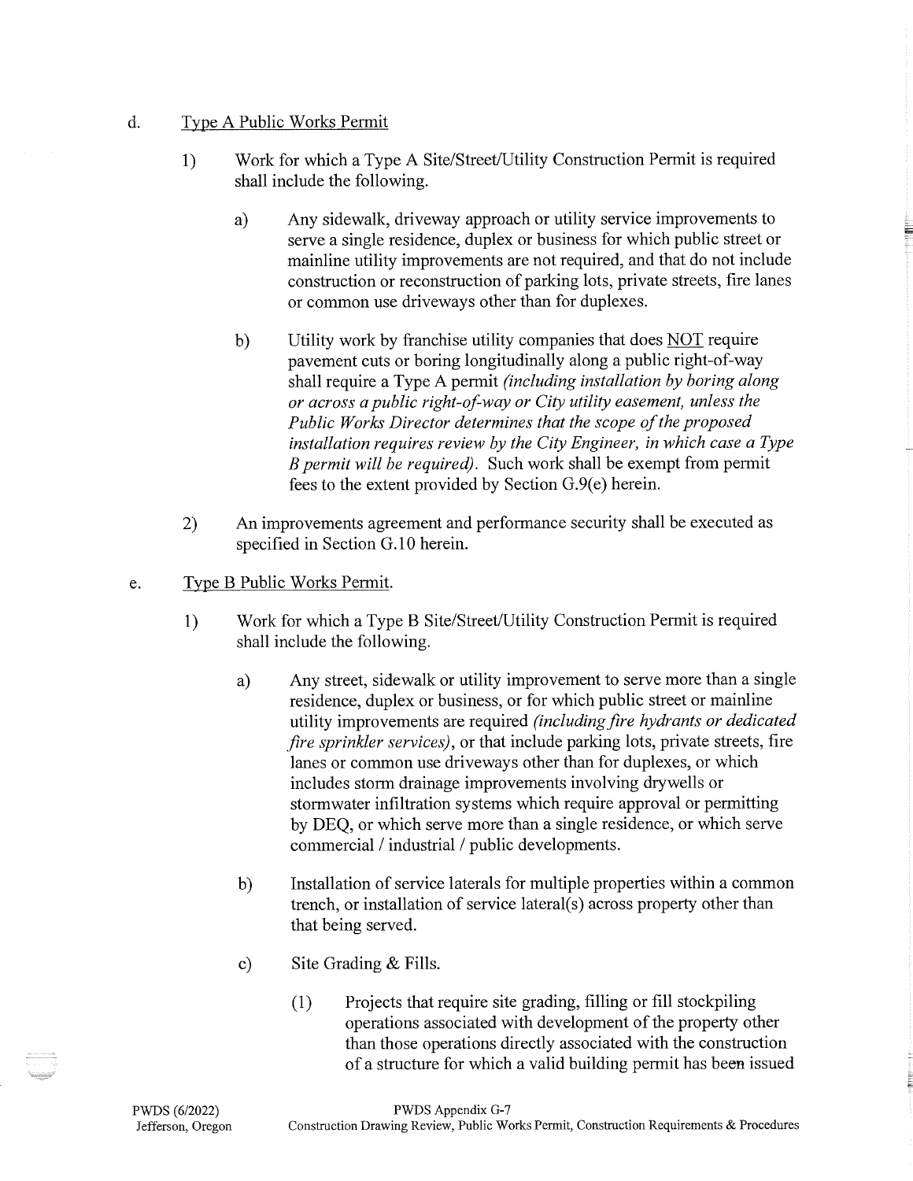d. <u>Type A Public Works Permit</u>

1) Work for which a Type A Site/Street/Utility Construction Permit is required shall include the following.

   a) Any sidewalk, driveway approach or utility service improvements to serve a single residence, duplex or business for which public street or mainline utility improvements are not required, and that do not include construction or reconstruction of parking lots, private streets, fire lanes or common use driveways other than for duplexes.

   b) Utility work by franchise utility companies that does <u>NOT</u> require pavement cuts or boring longitudinally along a public right-of-way shall require a Type A permit *(including installation by boring along or across a public right-of-way or City utility easement, unless the Public Works Director determines that the scope of the proposed installation requires review by the City Engineer, in which case a Type B permit will be required)*. Such work shall be exempt from permit fees to the extent provided by Section G.9(e) herein.

2) An improvements agreement and performance security shall be executed as specified in Section G.10 herein.

e. <u>Type B Public Works Permit</u>.

1) Work for which a Type B Site/Street/Utility Construction Permit is required shall include the following.

   a) Any street, sidewalk or utility improvement to serve more than a single residence, duplex or business, or for which public street or mainline utility improvements are required *(including fire hydrants or dedicated fire sprinkler services)*, or that include parking lots, private streets, fire lanes or common use driveways other than for duplexes, or which includes storm drainage improvements involving drywells or stormwater infiltration systems which require approval or permitting by DEQ, or which serve more than a single residence, or which serve commercial / industrial / public developments.

   b) Installation of service laterals for multiple properties within a common trench, or installation of service lateral(s) across property other than that being served.

   c) Site Grading & Fills.

      (1) Projects that require site grading, filling or fill stockpiling operations associated with development of the property other than those operations directly associated with the construction of a structure for which a valid building permit has been issued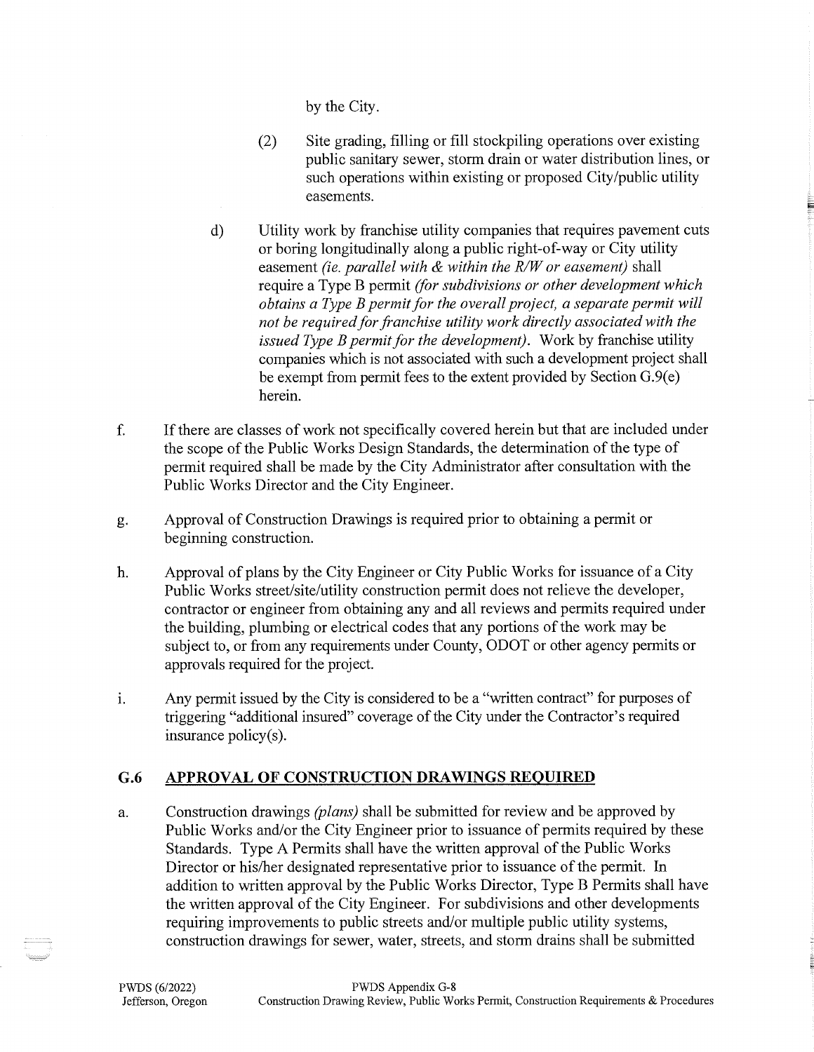by the City.

(2) Site grading, filling or fill stockpiling operations over existing public sanitary sewer, storm drain or water distribution lines, or such operations within existing or proposed City/public utility easements.

d) Utility work by franchise utility companies that requires pavement cuts or boring longitudinally along a public right-of-way or City utility easement *(ie. parallel with & within the R/W or easement)* shall require a Type B permit *(for subdivisions or other development which obtains a Type B permit for the overall project, a separate permit will not be required for franchise utility work directly associated with the issued Type B permit for the development)*. Work by franchise utility companies which is not associated with such a development project shall be exempt from permit fees to the extent provided by Section G.9(e) herein.

f. If there are classes of work not specifically covered herein but that are included under the scope of the Public Works Design Standards, the determination of the type of permit required shall be made by the City Administrator after consultation with the Public Works Director and the City Engineer.

g. Approval of Construction Drawings is required prior to obtaining a permit or beginning construction.

h. Approval of plans by the City Engineer or City Public Works for issuance of a City Public Works street/site/utility construction permit does not relieve the developer, contractor or engineer from obtaining any and all reviews and permits required under the building, plumbing or electrical codes that any portions of the work may be subject to, or from any requirements under County, ODOT or other agency permits or approvals required for the project.

i. Any permit issued by the City is considered to be a "written contract" for purposes of triggering "additional insured" coverage of the City under the Contractor's required insurance policy(s).

## G.6 APPROVAL OF CONSTRUCTION DRAWINGS REQUIRED

a. Construction drawings *(plans)* shall be submitted for review and be approved by Public Works and/or the City Engineer prior to issuance of permits required by these Standards. Type A Permits shall have the written approval of the Public Works Director or his/her designated representative prior to issuance of the permit. In addition to written approval by the Public Works Director, Type B Permits shall have the written approval of the City Engineer. For subdivisions and other developments requiring improvements to public streets and/or multiple public utility systems, construction drawings for sewer, water, streets, and storm drains shall be submitted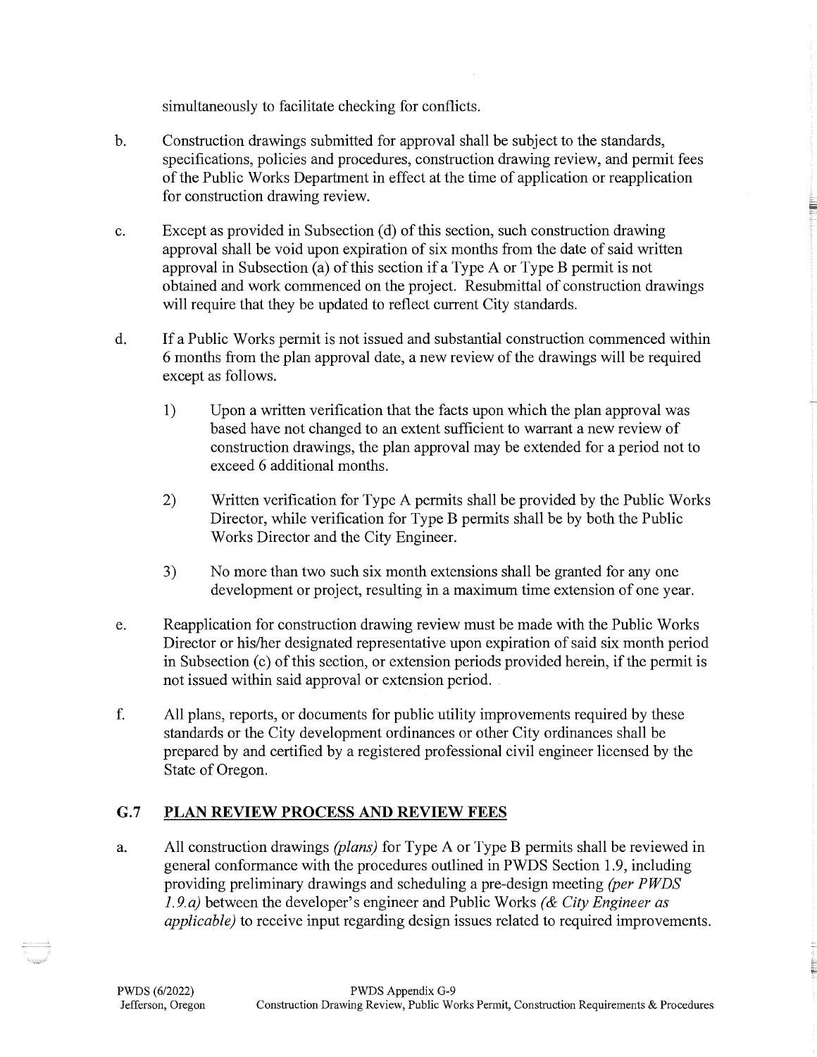simultaneously to facilitate checking for conflicts.

b. Construction drawings submitted for approval shall be subject to the standards, specifications, policies and procedures, construction drawing review, and permit fees of the Public Works Department in effect at the time of application or reapplication for construction drawing review.

c. Except as provided in Subsection (d) of this section, such construction drawing approval shall be void upon expiration of six months from the date of said written approval in Subsection (a) of this section if a Type A or Type B permit is not obtained and work commenced on the project. Resubmittal of construction drawings will require that they be updated to reflect current City standards.

d. If a Public Works permit is not issued and substantial construction commenced within 6 months from the plan approval date, a new review of the drawings will be required except as follows.

   1) Upon a written verification that the facts upon which the plan approval was based have not changed to an extent sufficient to warrant a new review of construction drawings, the plan approval may be extended for a period not to exceed 6 additional months.

   2) Written verification for Type A permits shall be provided by the Public Works Director, while verification for Type B permits shall be by both the Public Works Director and the City Engineer.

   3) No more than two such six month extensions shall be granted for any one development or project, resulting in a maximum time extension of one year.

e. Reapplication for construction drawing review must be made with the Public Works Director or his/her designated representative upon expiration of said six month period in Subsection (c) of this section, or extension periods provided herein, if the permit is not issued within said approval or extension period.

f. All plans, reports, or documents for public utility improvements required by these standards or the City development ordinances or other City ordinances shall be prepared by and certified by a registered professional civil engineer licensed by the State of Oregon.

## G.7 PLAN REVIEW PROCESS AND REVIEW FEES

a. All construction drawings *(plans)* for Type A or Type B permits shall be reviewed in general conformance with the procedures outlined in PWDS Section 1.9, including providing preliminary drawings and scheduling a pre-design meeting *(per PWDS 1.9.a)* between the developer's engineer and Public Works *(& City Engineer as applicable)* to receive input regarding design issues related to required improvements.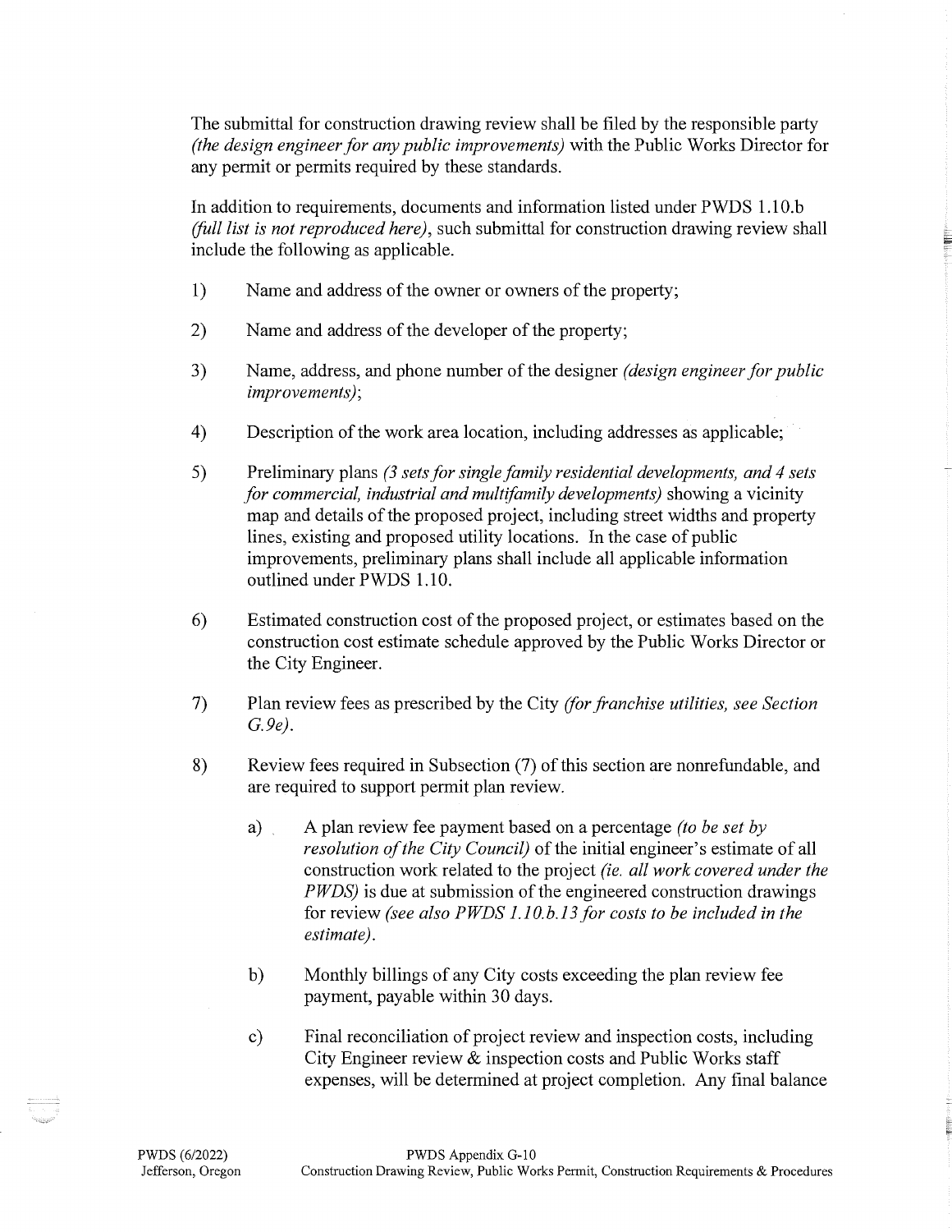The submittal for construction drawing review shall be filed by the responsible party *(the design engineer for any public improvements)* with the Public Works Director for any permit or permits required by these standards.

In addition to requirements, documents and information listed under PWDS 1.10.b *(full list is not reproduced here)*, such submittal for construction drawing review shall include the following as applicable.

1) Name and address of the owner or owners of the property;

2) Name and address of the developer of the property;

3) Name, address, and phone number of the designer *(design engineer for public improvements)*;

4) Description of the work area location, including addresses as applicable;

5) Preliminary plans *(3 sets for single family residential developments, and 4 sets for commercial, industrial and multifamily developments)* showing a vicinity map and details of the proposed project, including street widths and property lines, existing and proposed utility locations. In the case of public improvements, preliminary plans shall include all applicable information outlined under PWDS 1.10.

6) Estimated construction cost of the proposed project, or estimates based on the construction cost estimate schedule approved by the Public Works Director or the City Engineer.

7) Plan review fees as prescribed by the City *(for franchise utilities, see Section G.9e)*.

8) Review fees required in Subsection (7) of this section are nonrefundable, and are required to support permit plan review.

   a) A plan review fee payment based on a percentage *(to be set by resolution of the City Council)* of the initial engineer's estimate of all construction work related to the project *(ie. all work covered under the PWDS)* is due at submission of the engineered construction drawings for review *(see also PWDS 1.10.b.13 for costs to be included in the estimate)*.

   b) Monthly billings of any City costs exceeding the plan review fee payment, payable within 30 days.

   c) Final reconciliation of project review and inspection costs, including City Engineer review & inspection costs and Public Works staff expenses, will be determined at project completion. Any final balance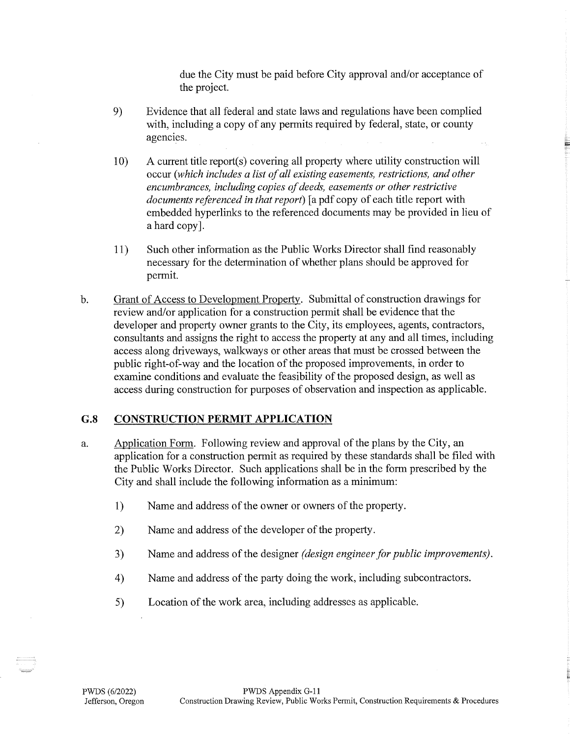due the City must be paid before City approval and/or acceptance of the project.

9) Evidence that all federal and state laws and regulations have been complied with, including a copy of any permits required by federal, state, or county agencies.

10) A current title report(s) covering all property where utility construction will occur (*which includes a list of all existing easements, restrictions, and other encumbrances, including copies of deeds, easements or other restrictive documents referenced in that report*) [a pdf copy of each title report with embedded hyperlinks to the referenced documents may be provided in lieu of a hard copy].

11) Such other information as the Public Works Director shall find reasonably necessary for the determination of whether plans should be approved for permit.

b. Grant of Access to Development Property. Submittal of construction drawings for review and/or application for a construction permit shall be evidence that the developer and property owner grants to the City, its employees, agents, contractors, consultants and assigns the right to access the property at any and all times, including access along driveways, walkways or other areas that must be crossed between the public right-of-way and the location of the proposed improvements, in order to examine conditions and evaluate the feasibility of the proposed design, as well as access during construction for purposes of observation and inspection as applicable.

## G.8 CONSTRUCTION PERMIT APPLICATION

a. Application Form. Following review and approval of the plans by the City, an application for a construction permit as required by these standards shall be filed with the Public Works Director. Such applications shall be in the form prescribed by the City and shall include the following information as a minimum:

1) Name and address of the owner or owners of the property.

2) Name and address of the developer of the property.

3) Name and address of the designer *(design engineer for public improvements)*.

4) Name and address of the party doing the work, including subcontractors.

5) Location of the work area, including addresses as applicable.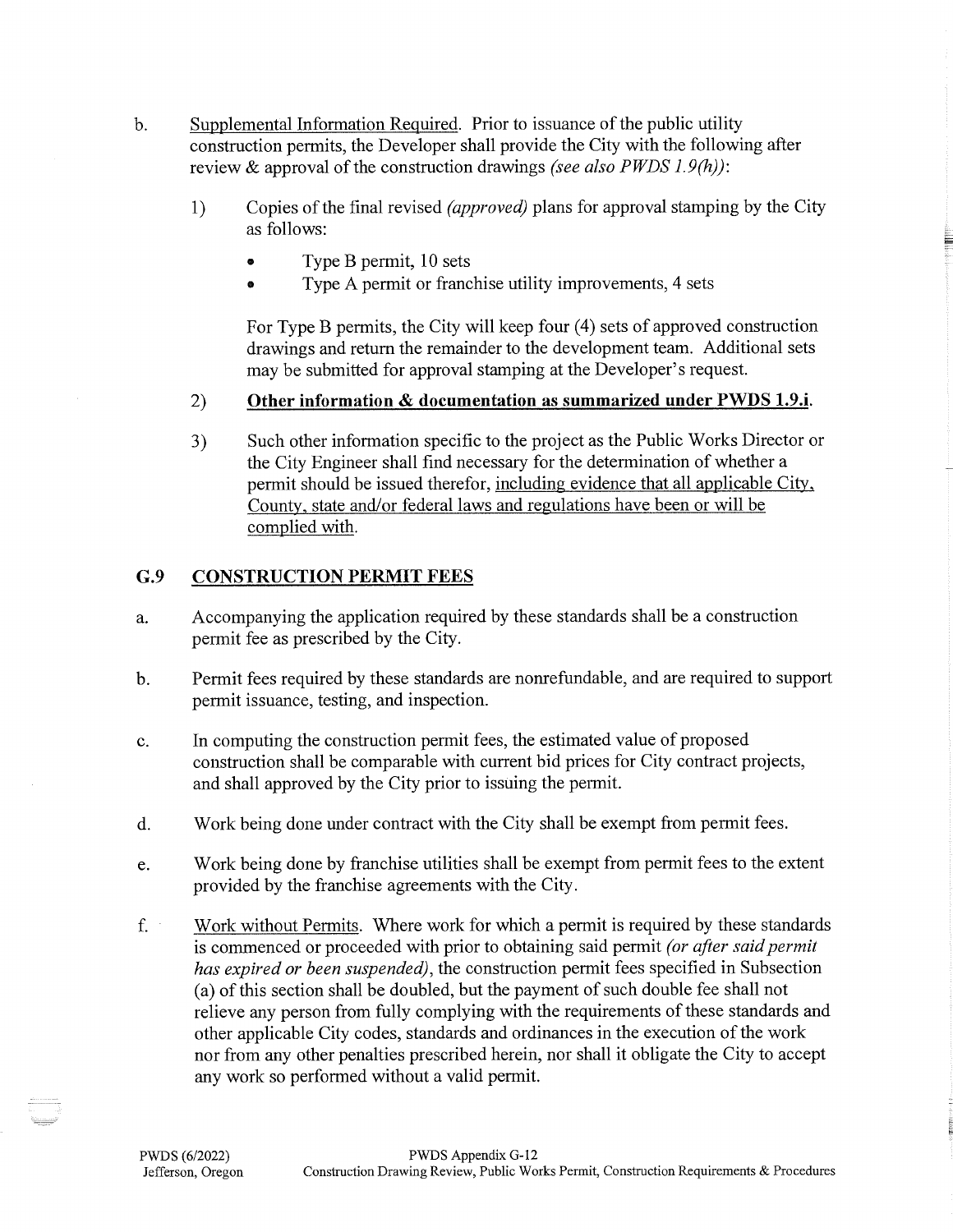b. Supplemental Information Required. Prior to issuance of the public utility construction permits, the Developer shall provide the City with the following after review & approval of the construction drawings *(see also PWDS 1.9(h))*:

   1) Copies of the final revised *(approved)* plans for approval stamping by the City as follows:

      - Type B permit, 10 sets
      - Type A permit or franchise utility improvements, 4 sets

      For Type B permits, the City will keep four (4) sets of approved construction drawings and return the remainder to the development team. Additional sets may be submitted for approval stamping at the Developer's request.

   2) **Other information & documentation as summarized under PWDS 1.9.i.**

   3) Such other information specific to the project as the Public Works Director or the City Engineer shall find necessary for the determination of whether a permit should be issued therefor, including evidence that all applicable City, County, state and/or federal laws and regulations have been or will be complied with.

## G.9 CONSTRUCTION PERMIT FEES

a. Accompanying the application required by these standards shall be a construction permit fee as prescribed by the City.

b. Permit fees required by these standards are nonrefundable, and are required to support permit issuance, testing, and inspection.

c. In computing the construction permit fees, the estimated value of proposed construction shall be comparable with current bid prices for City contract projects, and shall approved by the City prior to issuing the permit.

d. Work being done under contract with the City shall be exempt from permit fees.

e. Work being done by franchise utilities shall be exempt from permit fees to the extent provided by the franchise agreements with the City.

f. Work without Permits. Where work for which a permit is required by these standards is commenced or proceeded with prior to obtaining said permit *(or after said permit has expired or been suspended)*, the construction permit fees specified in Subsection (a) of this section shall be doubled, but the payment of such double fee shall not relieve any person from fully complying with the requirements of these standards and other applicable City codes, standards and ordinances in the execution of the work nor from any other penalties prescribed herein, nor shall it obligate the City to accept any work so performed without a valid permit.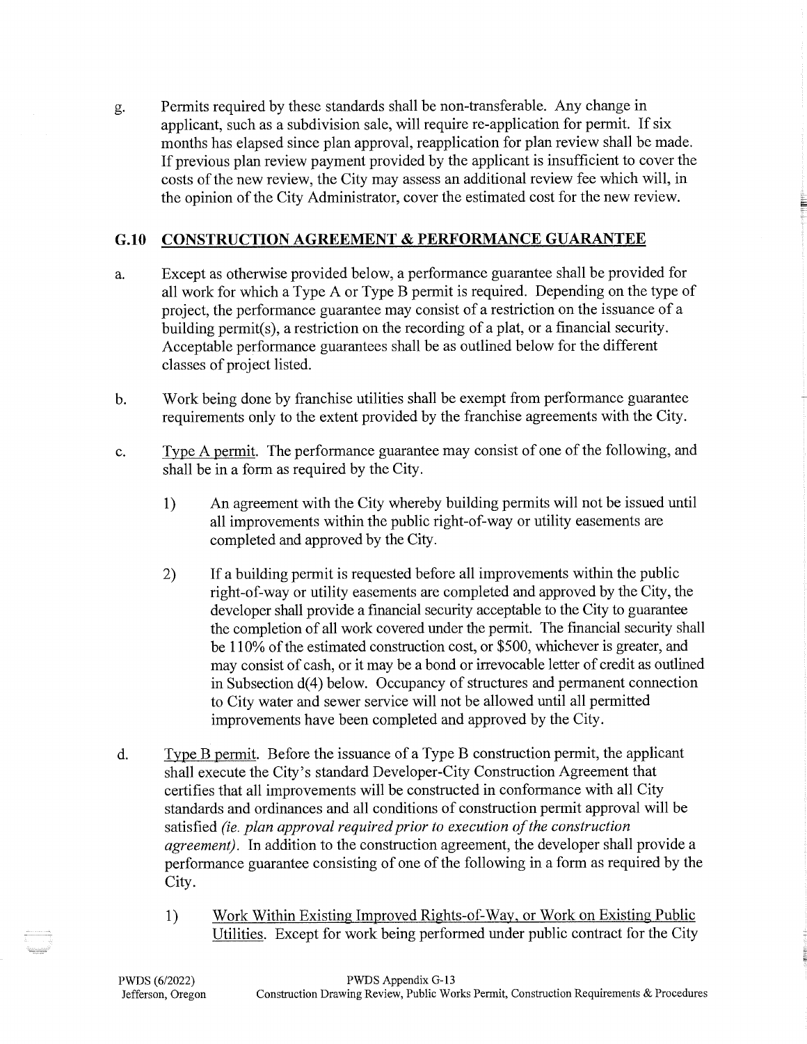g. Permits required by these standards shall be non-transferable. Any change in applicant, such as a subdivision sale, will require re-application for permit. If six months has elapsed since plan approval, reapplication for plan review shall be made. If previous plan review payment provided by the applicant is insufficient to cover the costs of the new review, the City may assess an additional review fee which will, in the opinion of the City Administrator, cover the estimated cost for the new review.

## G.10 CONSTRUCTION AGREEMENT & PERFORMANCE GUARANTEE

a. Except as otherwise provided below, a performance guarantee shall be provided for all work for which a Type A or Type B permit is required. Depending on the type of project, the performance guarantee may consist of a restriction on the issuance of a building permit(s), a restriction on the recording of a plat, or a financial security. Acceptable performance guarantees shall be as outlined below for the different classes of project listed.

b. Work being done by franchise utilities shall be exempt from performance guarantee requirements only to the extent provided by the franchise agreements with the City.

c. Type A permit. The performance guarantee may consist of one of the following, and shall be in a form as required by the City.

   1) An agreement with the City whereby building permits will not be issued until all improvements within the public right-of-way or utility easements are completed and approved by the City.

   2) If a building permit is requested before all improvements within the public right-of-way or utility easements are completed and approved by the City, the developer shall provide a financial security acceptable to the City to guarantee the completion of all work covered under the permit. The financial security shall be 110% of the estimated construction cost, or $500, whichever is greater, and may consist of cash, or it may be a bond or irrevocable letter of credit as outlined in Subsection d(4) below. Occupancy of structures and permanent connection to City water and sewer service will not be allowed until all permitted improvements have been completed and approved by the City.

d. Type B permit. Before the issuance of a Type B construction permit, the applicant shall execute the City's standard Developer-City Construction Agreement that certifies that all improvements will be constructed in conformance with all City standards and ordinances and all conditions of construction permit approval will be satisfied *(ie. plan approval required prior to execution of the construction agreement)*. In addition to the construction agreement, the developer shall provide a performance guarantee consisting of one of the following in a form as required by the City.

   1) Work Within Existing Improved Rights-of-Way, or Work on Existing Public Utilities. Except for work being performed under public contract for the City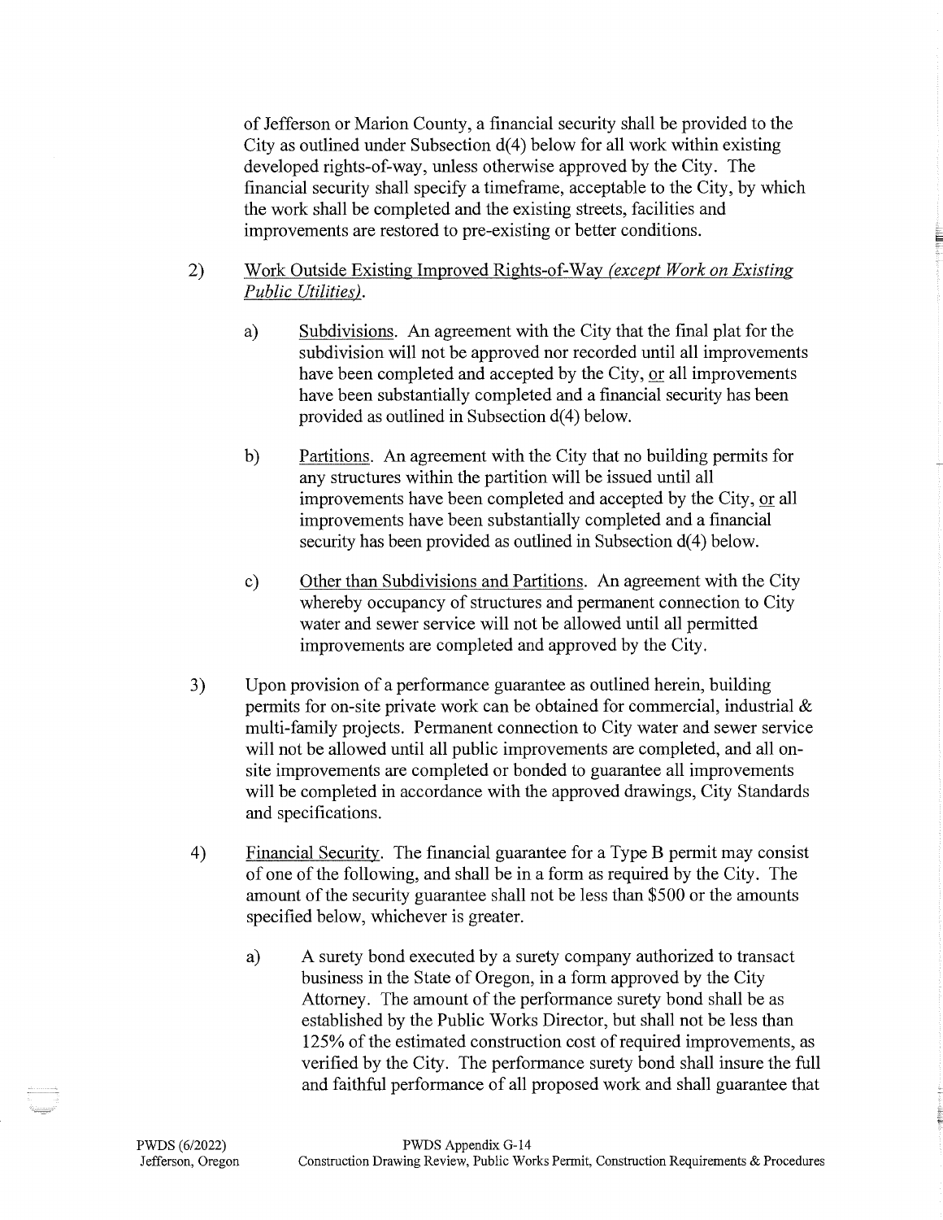of Jefferson or Marion County, a financial security shall be provided to the City as outlined under Subsection d(4) below for all work within existing developed rights-of-way, unless otherwise approved by the City. The financial security shall specify a timeframe, acceptable to the City, by which the work shall be completed and the existing streets, facilities and improvements are restored to pre-existing or better conditions.

2) Work Outside Existing Improved Rights-of-Way *(except Work on Existing Public Utilities)*.

   a) Subdivisions. An agreement with the City that the final plat for the subdivision will not be approved nor recorded until all improvements have been completed and accepted by the City, or all improvements have been substantially completed and a financial security has been provided as outlined in Subsection d(4) below.

   b) Partitions. An agreement with the City that no building permits for any structures within the partition will be issued until all improvements have been completed and accepted by the City, or all improvements have been substantially completed and a financial security has been provided as outlined in Subsection d(4) below.

   c) Other than Subdivisions and Partitions. An agreement with the City whereby occupancy of structures and permanent connection to City water and sewer service will not be allowed until all permitted improvements are completed and approved by the City.

3) Upon provision of a performance guarantee as outlined herein, building permits for on-site private work can be obtained for commercial, industrial & multi-family projects. Permanent connection to City water and sewer service will not be allowed until all public improvements are completed, and all on-site improvements are completed or bonded to guarantee all improvements will be completed in accordance with the approved drawings, City Standards and specifications.

4) Financial Security. The financial guarantee for a Type B permit may consist of one of the following, and shall be in a form as required by the City. The amount of the security guarantee shall not be less than $500 or the amounts specified below, whichever is greater.

   a) A surety bond executed by a surety company authorized to transact business in the State of Oregon, in a form approved by the City Attorney. The amount of the performance surety bond shall be as established by the Public Works Director, but shall not be less than 125% of the estimated construction cost of required improvements, as verified by the City. The performance surety bond shall insure the full and faithful performance of all proposed work and shall guarantee that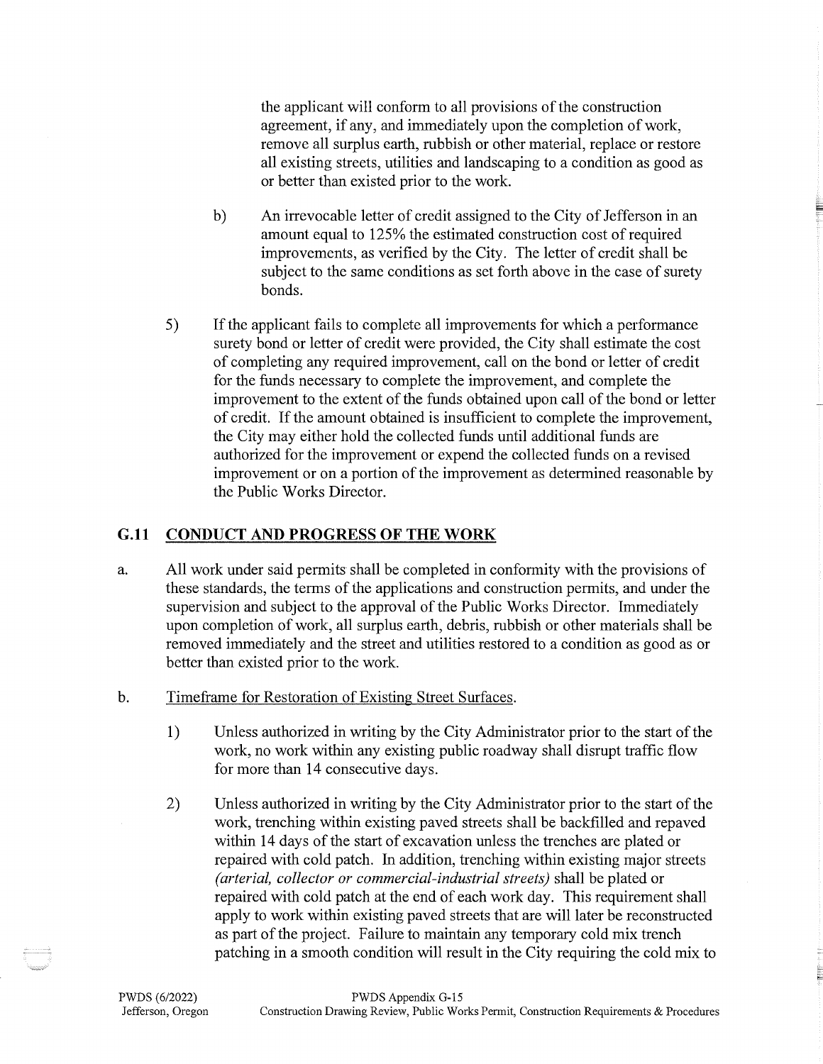the applicant will conform to all provisions of the construction agreement, if any, and immediately upon the completion of work, remove all surplus earth, rubbish or other material, replace or restore all existing streets, utilities and landscaping to a condition as good as or better than existed prior to the work.

b) An irrevocable letter of credit assigned to the City of Jefferson in an amount equal to 125% the estimated construction cost of required improvements, as verified by the City. The letter of credit shall be subject to the same conditions as set forth above in the case of surety bonds.

5) If the applicant fails to complete all improvements for which a performance surety bond or letter of credit were provided, the City shall estimate the cost of completing any required improvement, call on the bond or letter of credit for the funds necessary to complete the improvement, and complete the improvement to the extent of the funds obtained upon call of the bond or letter of credit. If the amount obtained is insufficient to complete the improvement, the City may either hold the collected funds until additional funds are authorized for the improvement or expend the collected funds on a revised improvement or on a portion of the improvement as determined reasonable by the Public Works Director.

## G.11 CONDUCT AND PROGRESS OF THE WORK

a. All work under said permits shall be completed in conformity with the provisions of these standards, the terms of the applications and construction permits, and under the supervision and subject to the approval of the Public Works Director. Immediately upon completion of work, all surplus earth, debris, rubbish or other materials shall be removed immediately and the street and utilities restored to a condition as good as or better than existed prior to the work.

b. Timeframe for Restoration of Existing Street Surfaces.

1) Unless authorized in writing by the City Administrator prior to the start of the work, no work within any existing public roadway shall disrupt traffic flow for more than 14 consecutive days.

2) Unless authorized in writing by the City Administrator prior to the start of the work, trenching within existing paved streets shall be backfilled and repaved within 14 days of the start of excavation unless the trenches are plated or repaired with cold patch. In addition, trenching within existing major streets *(arterial, collector or commercial-industrial streets)* shall be plated or repaired with cold patch at the end of each work day. This requirement shall apply to work within existing paved streets that are will later be reconstructed as part of the project. Failure to maintain any temporary cold mix trench patching in a smooth condition will result in the City requiring the cold mix to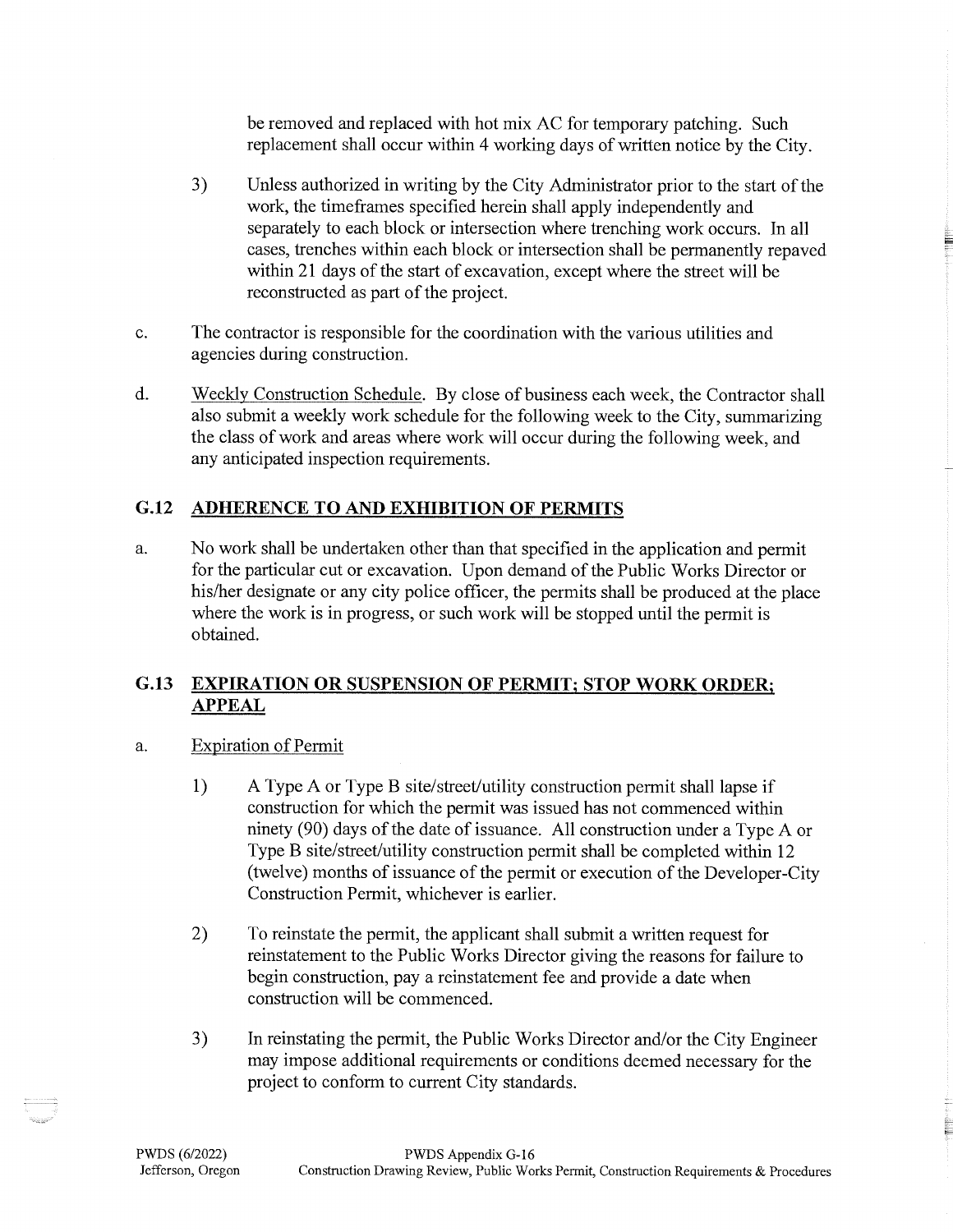be removed and replaced with hot mix AC for temporary patching. Such replacement shall occur within 4 working days of written notice by the City.

3) Unless authorized in writing by the City Administrator prior to the start of the work, the timeframes specified herein shall apply independently and separately to each block or intersection where trenching work occurs. In all cases, trenches within each block or intersection shall be permanently repaved within 21 days of the start of excavation, except where the street will be reconstructed as part of the project.

c. The contractor is responsible for the coordination with the various utilities and agencies during construction.

d. Weekly Construction Schedule. By close of business each week, the Contractor shall also submit a weekly work schedule for the following week to the City, summarizing the class of work and areas where work will occur during the following week, and any anticipated inspection requirements.

## G.12 ADHERENCE TO AND EXHIBITION OF PERMITS

a. No work shall be undertaken other than that specified in the application and permit for the particular cut or excavation. Upon demand of the Public Works Director or his/her designate or any city police officer, the permits shall be produced at the place where the work is in progress, or such work will be stopped until the permit is obtained.

## G.13 EXPIRATION OR SUSPENSION OF PERMIT; STOP WORK ORDER; APPEAL

a. Expiration of Permit

1) A Type A or Type B site/street/utility construction permit shall lapse if construction for which the permit was issued has not commenced within ninety (90) days of the date of issuance. All construction under a Type A or Type B site/street/utility construction permit shall be completed within 12 (twelve) months of issuance of the permit or execution of the Developer-City Construction Permit, whichever is earlier.

2) To reinstate the permit, the applicant shall submit a written request for reinstatement to the Public Works Director giving the reasons for failure to begin construction, pay a reinstatement fee and provide a date when construction will be commenced.

3) In reinstating the permit, the Public Works Director and/or the City Engineer may impose additional requirements or conditions deemed necessary for the project to conform to current City standards.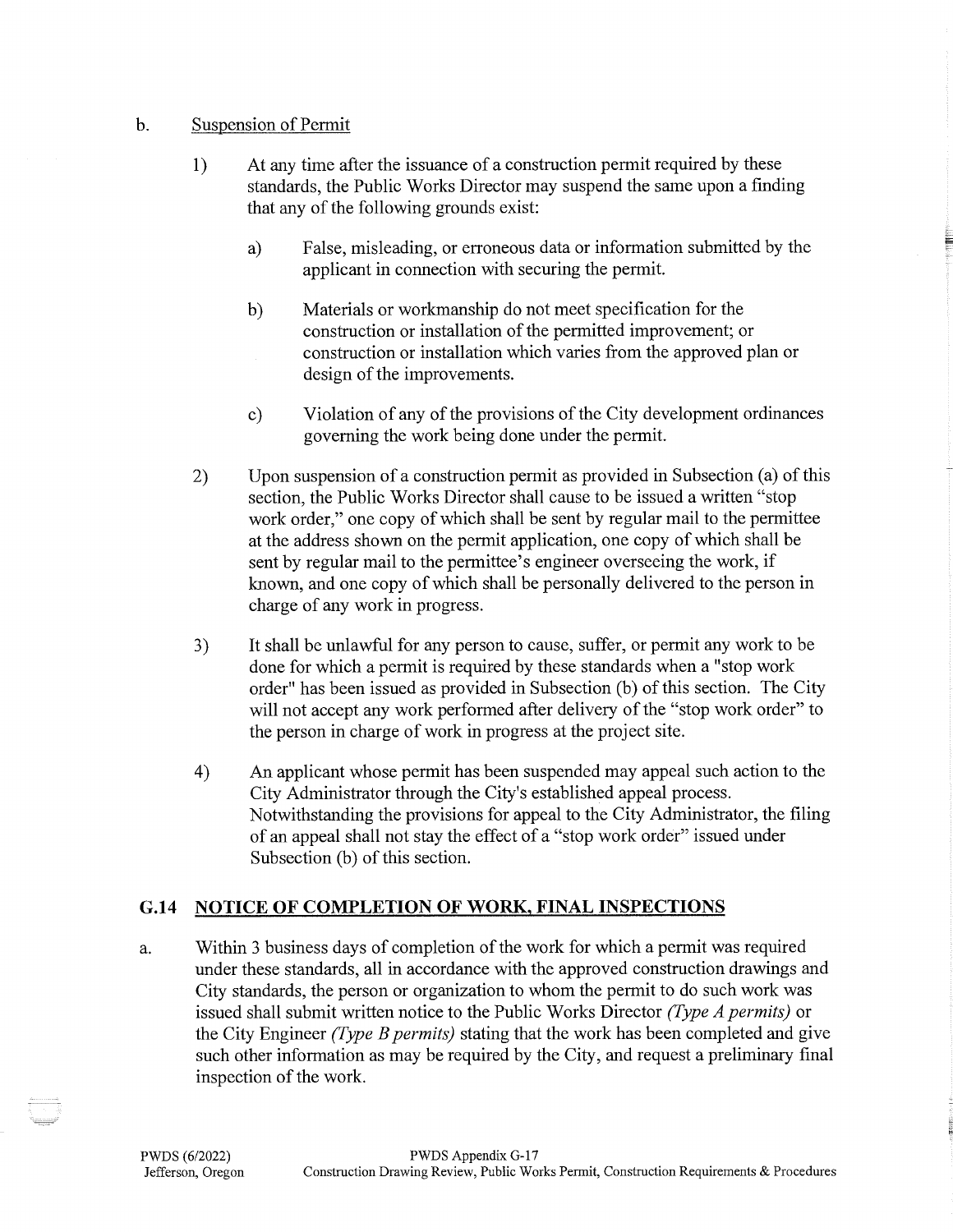b. Suspension of Permit

1) At any time after the issuance of a construction permit required by these standards, the Public Works Director may suspend the same upon a finding that any of the following grounds exist:

   a) False, misleading, or erroneous data or information submitted by the applicant in connection with securing the permit.

   b) Materials or workmanship do not meet specification for the construction or installation of the permitted improvement; or construction or installation which varies from the approved plan or design of the improvements.

   c) Violation of any of the provisions of the City development ordinances governing the work being done under the permit.

2) Upon suspension of a construction permit as provided in Subsection (a) of this section, the Public Works Director shall cause to be issued a written "stop work order," one copy of which shall be sent by regular mail to the permittee at the address shown on the permit application, one copy of which shall be sent by regular mail to the permittee's engineer overseeing the work, if known, and one copy of which shall be personally delivered to the person in charge of any work in progress.

3) It shall be unlawful for any person to cause, suffer, or permit any work to be done for which a permit is required by these standards when a "stop work order" has been issued as provided in Subsection (b) of this section. The City will not accept any work performed after delivery of the "stop work order" to the person in charge of work in progress at the project site.

4) An applicant whose permit has been suspended may appeal such action to the City Administrator through the City's established appeal process. Notwithstanding the provisions for appeal to the City Administrator, the filing of an appeal shall not stay the effect of a "stop work order" issued under Subsection (b) of this section.

## G.14 NOTICE OF COMPLETION OF WORK, FINAL INSPECTIONS

a. Within 3 business days of completion of the work for which a permit was required under these standards, all in accordance with the approved construction drawings and City standards, the person or organization to whom the permit to do such work was issued shall submit written notice to the Public Works Director *(Type A permits)* or the City Engineer *(Type B permits)* stating that the work has been completed and give such other information as may be required by the City, and request a preliminary final inspection of the work.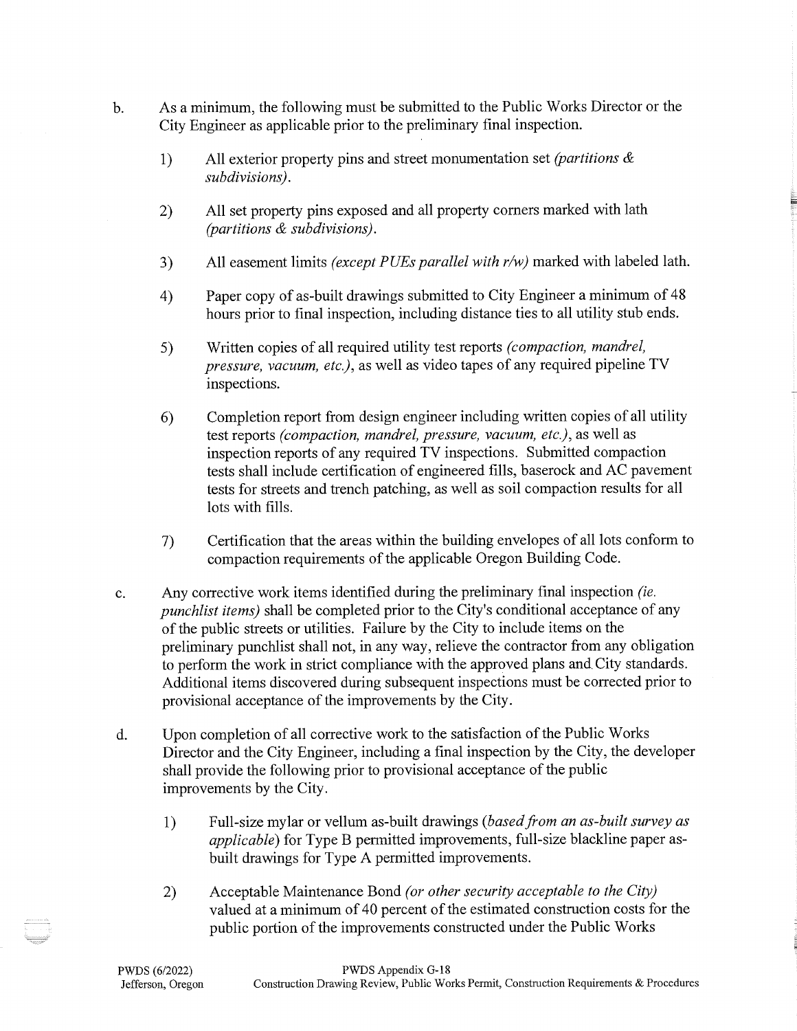b. As a minimum, the following must be submitted to the Public Works Director or the City Engineer as applicable prior to the preliminary final inspection.

   1) All exterior property pins and street monumentation set *(partitions & subdivisions)*.

   2) All set property pins exposed and all property corners marked with lath *(partitions & subdivisions)*.

   3) All easement limits *(except PUEs parallel with r/w)* marked with labeled lath.

   4) Paper copy of as-built drawings submitted to City Engineer a minimum of 48 hours prior to final inspection, including distance ties to all utility stub ends.

   5) Written copies of all required utility test reports *(compaction, mandrel, pressure, vacuum, etc.)*, as well as video tapes of any required pipeline TV inspections.

   6) Completion report from design engineer including written copies of all utility test reports *(compaction, mandrel, pressure, vacuum, etc.)*, as well as inspection reports of any required TV inspections. Submitted compaction tests shall include certification of engineered fills, baserock and AC pavement tests for streets and trench patching, as well as soil compaction results for all lots with fills.

   7) Certification that the areas within the building envelopes of all lots conform to compaction requirements of the applicable Oregon Building Code.

c. Any corrective work items identified during the preliminary final inspection *(ie. punchlist items)* shall be completed prior to the City's conditional acceptance of any of the public streets or utilities. Failure by the City to include items on the preliminary punchlist shall not, in any way, relieve the contractor from any obligation to perform the work in strict compliance with the approved plans and City standards. Additional items discovered during subsequent inspections must be corrected prior to provisional acceptance of the improvements by the City.

d. Upon completion of all corrective work to the satisfaction of the Public Works Director and the City Engineer, including a final inspection by the City, the developer shall provide the following prior to provisional acceptance of the public improvements by the City.

   1) Full-size mylar or vellum as-built drawings (*based from an as-built survey as applicable*) for Type B permitted improvements, full-size blackline paper as-built drawings for Type A permitted improvements.

   2) Acceptable Maintenance Bond *(or other security acceptable to the City)* valued at a minimum of 40 percent of the estimated construction costs for the public portion of the improvements constructed under the Public Works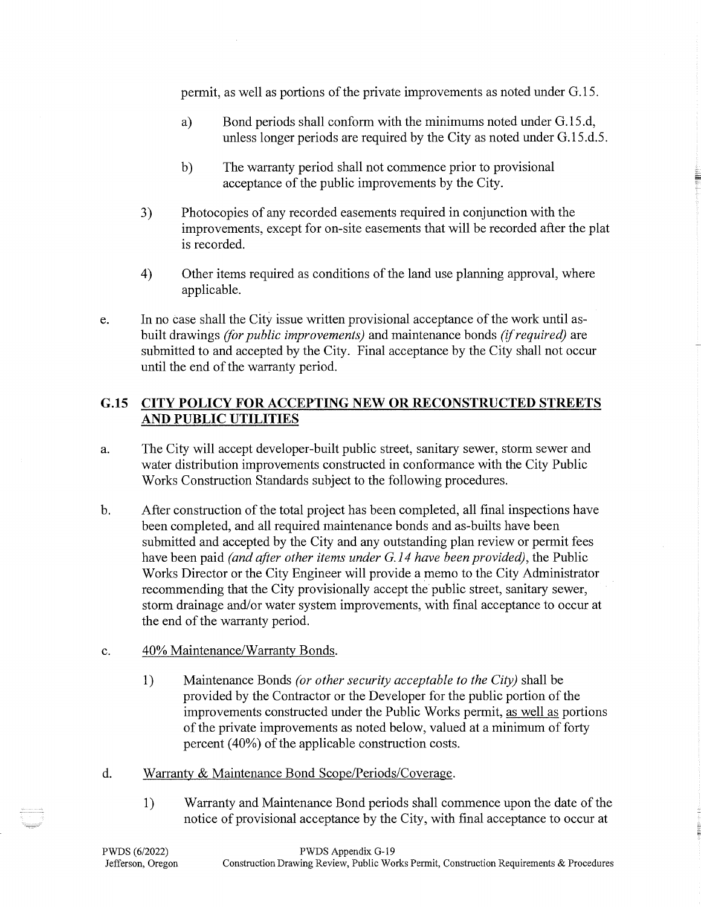permit, as well as portions of the private improvements as noted under G.15.

a) Bond periods shall conform with the minimums noted under G.15.d, unless longer periods are required by the City as noted under G.15.d.5.

b) The warranty period shall not commence prior to provisional acceptance of the public improvements by the City.

3) Photocopies of any recorded easements required in conjunction with the improvements, except for on-site easements that will be recorded after the plat is recorded.

4) Other items required as conditions of the land use planning approval, where applicable.

e. In no case shall the City issue written provisional acceptance of the work until as-built drawings *(for public improvements)* and maintenance bonds *(if required)* are submitted to and accepted by the City. Final acceptance by the City shall not occur until the end of the warranty period.

## G.15 CITY POLICY FOR ACCEPTING NEW OR RECONSTRUCTED STREETS AND PUBLIC UTILITIES

a. The City will accept developer-built public street, sanitary sewer, storm sewer and water distribution improvements constructed in conformance with the City Public Works Construction Standards subject to the following procedures.

b. After construction of the total project has been completed, all final inspections have been completed, and all required maintenance bonds and as-builts have been submitted and accepted by the City and any outstanding plan review or permit fees have been paid *(and after other items under G.14 have been provided)*, the Public Works Director or the City Engineer will provide a memo to the City Administrator recommending that the City provisionally accept the public street, sanitary sewer, storm drainage and/or water system improvements, with final acceptance to occur at the end of the warranty period.

c. 40% Maintenance/Warranty Bonds.

1) Maintenance Bonds *(or other security acceptable to the City)* shall be provided by the Contractor or the Developer for the public portion of the improvements constructed under the Public Works permit, as well as portions of the private improvements as noted below, valued at a minimum of forty percent (40%) of the applicable construction costs.

d. Warranty & Maintenance Bond Scope/Periods/Coverage.

1) Warranty and Maintenance Bond periods shall commence upon the date of the notice of provisional acceptance by the City, with final acceptance to occur at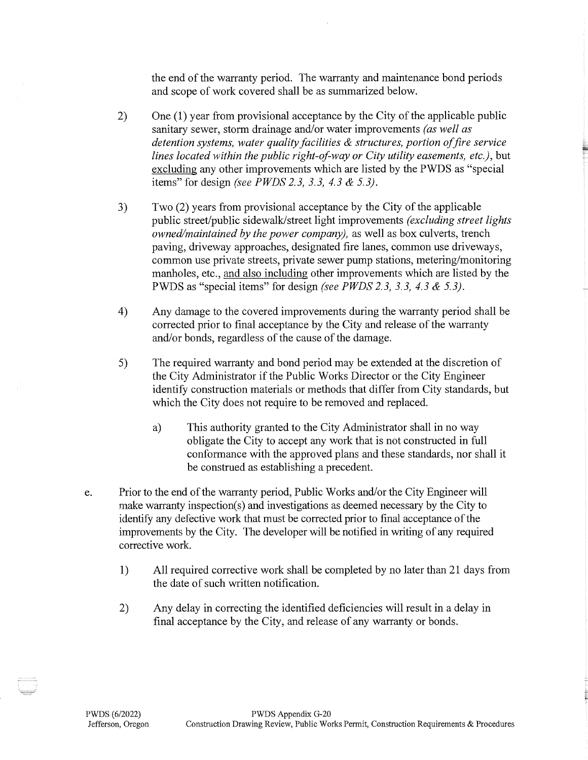the end of the warranty period. The warranty and maintenance bond periods and scope of work covered shall be as summarized below.

2) One (1) year from provisional acceptance by the City of the applicable public sanitary sewer, storm drainage and/or water improvements *(as well as detention systems, water quality facilities & structures, portion of fire service lines located within the public right-of-way or City utility easements, etc.)*, but <u>excluding</u> any other improvements which are listed by the PWDS as "special items" for design *(see PWDS 2.3, 3.3, 4.3 & 5.3)*.

3) Two (2) years from provisional acceptance by the City of the applicable public street/public sidewalk/street light improvements *(excluding street lights owned/maintained by the power company)*, as well as box culverts, trench paving, driveway approaches, designated fire lanes, common use driveways, common use private streets, private sewer pump stations, metering/monitoring manholes, etc., <u>and also including</u> other improvements which are listed by the PWDS as "special items" for design *(see PWDS 2.3, 3.3, 4.3 & 5.3)*.

4) Any damage to the covered improvements during the warranty period shall be corrected prior to final acceptance by the City and release of the warranty and/or bonds, regardless of the cause of the damage.

5) The required warranty and bond period may be extended at the discretion of the City Administrator if the Public Works Director or the City Engineer identify construction materials or methods that differ from City standards, but which the City does not require to be removed and replaced.

   a) This authority granted to the City Administrator shall in no way obligate the City to accept any work that is not constructed in full conformance with the approved plans and these standards, nor shall it be construed as establishing a precedent.

e. Prior to the end of the warranty period, Public Works and/or the City Engineer will make warranty inspection(s) and investigations as deemed necessary by the City to identify any defective work that must be corrected prior to final acceptance of the improvements by the City. The developer will be notified in writing of any required corrective work.

   1) All required corrective work shall be completed by no later than 21 days from the date of such written notification.

   2) Any delay in correcting the identified deficiencies will result in a delay in final acceptance by the City, and release of any warranty or bonds.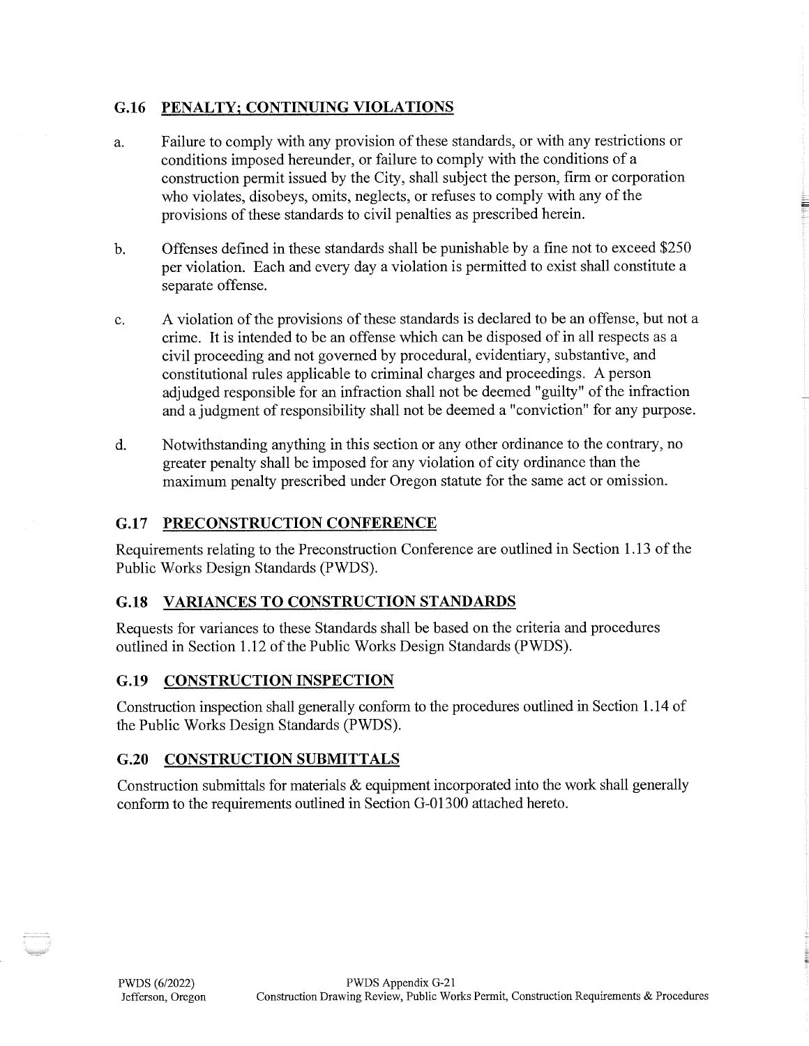## G.16 PENALTY; CONTINUING VIOLATIONS

a. Failure to comply with any provision of these standards, or with any restrictions or conditions imposed hereunder, or failure to comply with the conditions of a construction permit issued by the City, shall subject the person, firm or corporation who violates, disobeys, omits, neglects, or refuses to comply with any of the provisions of these standards to civil penalties as prescribed herein.

b. Offenses defined in these standards shall be punishable by a fine not to exceed $250 per violation. Each and every day a violation is permitted to exist shall constitute a separate offense.

c. A violation of the provisions of these standards is declared to be an offense, but not a crime. It is intended to be an offense which can be disposed of in all respects as a civil proceeding and not governed by procedural, evidentiary, substantive, and constitutional rules applicable to criminal charges and proceedings. A person adjudged responsible for an infraction shall not be deemed "guilty" of the infraction and a judgment of responsibility shall not be deemed a "conviction" for any purpose.

d. Notwithstanding anything in this section or any other ordinance to the contrary, no greater penalty shall be imposed for any violation of city ordinance than the maximum penalty prescribed under Oregon statute for the same act or omission.

## G.17 PRECONSTRUCTION CONFERENCE

Requirements relating to the Preconstruction Conference are outlined in Section 1.13 of the Public Works Design Standards (PWDS).

## G.18 VARIANCES TO CONSTRUCTION STANDARDS

Requests for variances to these Standards shall be based on the criteria and procedures outlined in Section 1.12 of the Public Works Design Standards (PWDS).

## G.19 CONSTRUCTION INSPECTION

Construction inspection shall generally conform to the procedures outlined in Section 1.14 of the Public Works Design Standards (PWDS).

## G.20 CONSTRUCTION SUBMITTALS

Construction submittals for materials & equipment incorporated into the work shall generally conform to the requirements outlined in Section G-01300 attached hereto.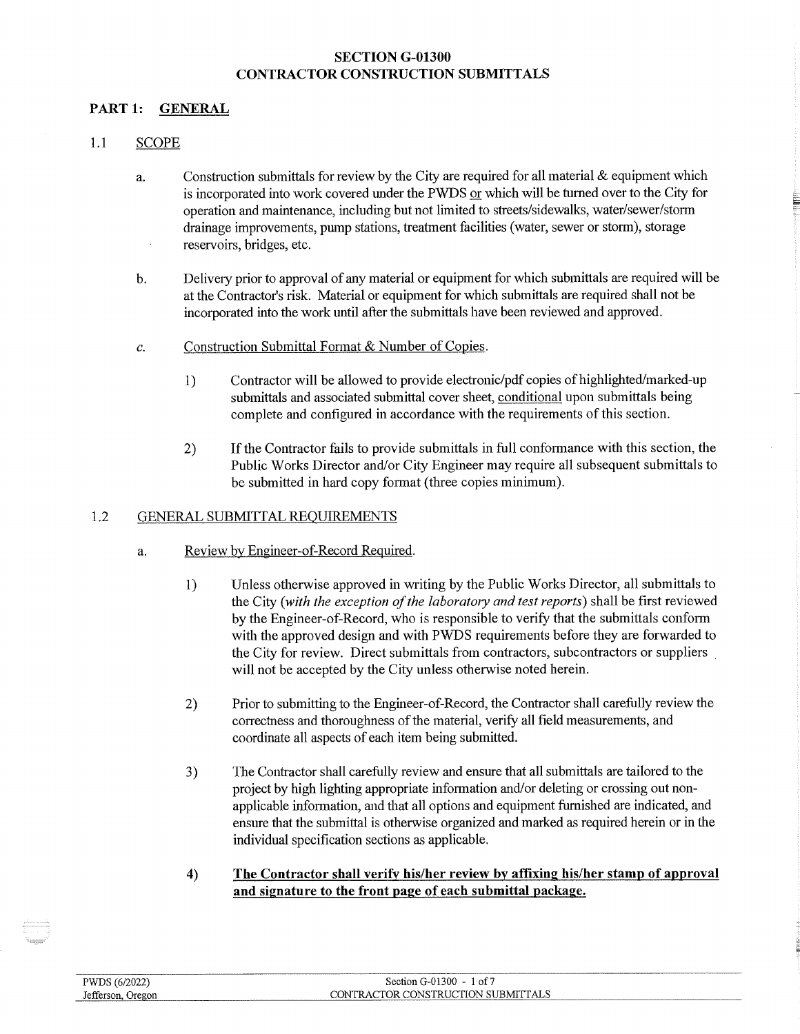# SECTION G-01300
# CONTRACTOR CONSTRUCTION SUBMITTALS

## PART 1: GENERAL

### 1.1 SCOPE

a. Construction submittals for review by the City are required for all material & equipment which is incorporated into work covered under the PWDS or which will be turned over to the City for operation and maintenance, including but not limited to streets/sidewalks, water/sewer/storm drainage improvements, pump stations, treatment facilities (water, sewer or storm), storage reservoirs, bridges, etc.

b. Delivery prior to approval of any material or equipment for which submittals are required will be at the Contractor's risk. Material or equipment for which submittals are required shall not be incorporated into the work until after the submittals have been reviewed and approved.

c. Construction Submittal Format & Number of Copies.

1) Contractor will be allowed to provide electronic/pdf copies of highlighted/marked-up submittals and associated submittal cover sheet, conditional upon submittals being complete and configured in accordance with the requirements of this section.

2) If the Contractor fails to provide submittals in full conformance with this section, the Public Works Director and/or City Engineer may require all subsequent submittals to be submitted in hard copy format (three copies minimum).

### 1.2 GENERAL SUBMITTAL REQUIREMENTS

a. Review by Engineer-of-Record Required.

1) Unless otherwise approved in writing by the Public Works Director, all submittals to the City (*with the exception of the laboratory and test reports*) shall be first reviewed by the Engineer-of-Record, who is responsible to verify that the submittals conform with the approved design and with PWDS requirements before they are forwarded to the City for review. Direct submittals from contractors, subcontractors or suppliers will not be accepted by the City unless otherwise noted herein.

2) Prior to submitting to the Engineer-of-Record, the Contractor shall carefully review the correctness and thoroughness of the material, verify all field measurements, and coordinate all aspects of each item being submitted.

3) The Contractor shall carefully review and ensure that all submittals are tailored to the project by high lighting appropriate information and/or deleting or crossing out non-applicable information, and that all options and equipment furnished are indicated, and ensure that the submittal is otherwise organized and marked as required herein or in the individual specification sections as applicable.

4) **The Contractor shall verify his/her review by affixing his/her stamp of approval and signature to the front page of each submittal package.**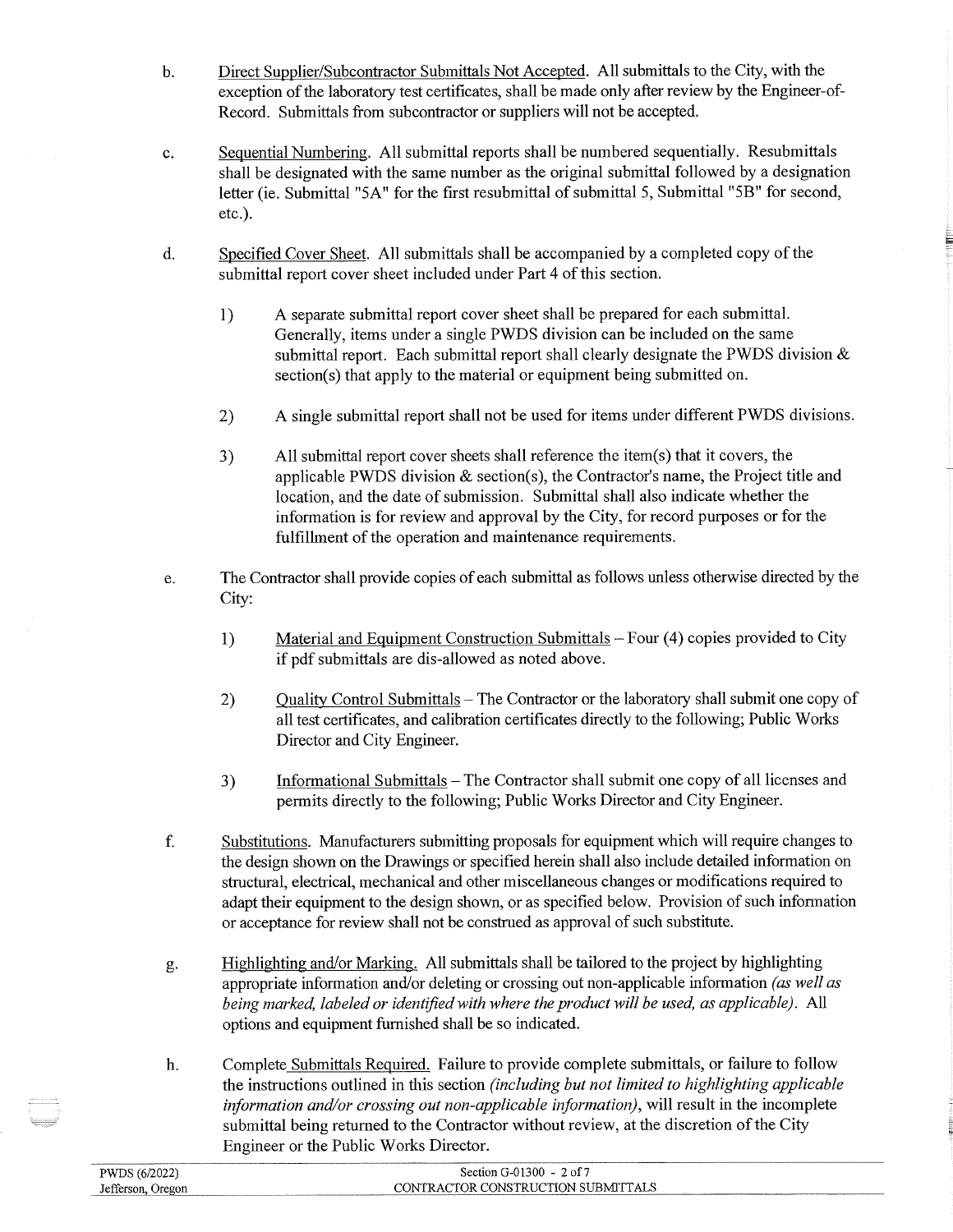b. Direct Supplier/Subcontractor Submittals Not Accepted. All submittals to the City, with the exception of the laboratory test certificates, shall be made only after review by the Engineer-of-Record. Submittals from subcontractor or suppliers will not be accepted.

c. Sequential Numbering. All submittal reports shall be numbered sequentially. Resubmittals shall be designated with the same number as the original submittal followed by a designation letter (ie. Submittal "5A" for the first resubmittal of submittal 5, Submittal "5B" for second, etc.).

d. Specified Cover Sheet. All submittals shall be accompanied by a completed copy of the submittal report cover sheet included under Part 4 of this section.

   1) A separate submittal report cover sheet shall be prepared for each submittal. Generally, items under a single PWDS division can be included on the same submittal report. Each submittal report shall clearly designate the PWDS division & section(s) that apply to the material or equipment being submitted on.

   2) A single submittal report shall not be used for items under different PWDS divisions.

   3) All submittal report cover sheets shall reference the item(s) that it covers, the applicable PWDS division & section(s), the Contractor's name, the Project title and location, and the date of submission. Submittal shall also indicate whether the information is for review and approval by the City, for record purposes or for the fulfillment of the operation and maintenance requirements.

e. The Contractor shall provide copies of each submittal as follows unless otherwise directed by the City:

   1) Material and Equipment Construction Submittals – Four (4) copies provided to City if pdf submittals are dis-allowed as noted above.

   2) Quality Control Submittals – The Contractor or the laboratory shall submit one copy of all test certificates, and calibration certificates directly to the following; Public Works Director and City Engineer.

   3) Informational Submittals – The Contractor shall submit one copy of all licenses and permits directly to the following; Public Works Director and City Engineer.

f. Substitutions. Manufacturers submitting proposals for equipment which will require changes to the design shown on the Drawings or specified herein shall also include detailed information on structural, electrical, mechanical and other miscellaneous changes or modifications required to adapt their equipment to the design shown, or as specified below. Provision of such information or acceptance for review shall not be construed as approval of such substitute.

g. Highlighting and/or Marking. All submittals shall be tailored to the project by highlighting appropriate information and/or deleting or crossing out non-applicable information *(as well as being marked, labeled or identified with where the product will be used, as applicable)*. All options and equipment furnished shall be so indicated.

h. Complete Submittals Required. Failure to provide complete submittals, or failure to follow the instructions outlined in this section *(including but not limited to highlighting applicable information and/or crossing out non-applicable information)*, will result in the incomplete submittal being returned to the Contractor without review, at the discretion of the City Engineer or the Public Works Director.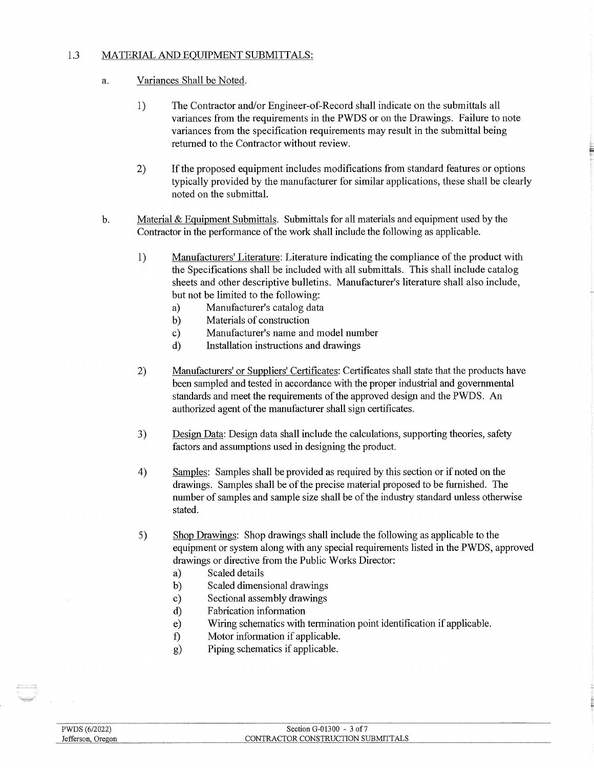## 1.3 MATERIAL AND EQUIPMENT SUBMITTALS:

a. Variances Shall be Noted.

1) The Contractor and/or Engineer-of-Record shall indicate on the submittals all variances from the requirements in the PWDS or on the Drawings. Failure to note variances from the specification requirements may result in the submittal being returned to the Contractor without review.

2) If the proposed equipment includes modifications from standard features or options typically provided by the manufacturer for similar applications, these shall be clearly noted on the submittal.

b. Material & Equipment Submittals. Submittals for all materials and equipment used by the Contractor in the performance of the work shall include the following as applicable.

1) Manufacturers' Literature: Literature indicating the compliance of the product with the Specifications shall be included with all submittals. This shall include catalog sheets and other descriptive bulletins. Manufacturer's literature shall also include, but not be limited to the following:
   - a) Manufacturer's catalog data
   - b) Materials of construction
   - c) Manufacturer's name and model number
   - d) Installation instructions and drawings

2) Manufacturers' or Suppliers' Certificates: Certificates shall state that the products have been sampled and tested in accordance with the proper industrial and governmental standards and meet the requirements of the approved design and the PWDS. An authorized agent of the manufacturer shall sign certificates.

3) Design Data: Design data shall include the calculations, supporting theories, safety factors and assumptions used in designing the product.

4) Samples: Samples shall be provided as required by this section or if noted on the drawings. Samples shall be of the precise material proposed to be furnished. The number of samples and sample size shall be of the industry standard unless otherwise stated.

5) Shop Drawings: Shop drawings shall include the following as applicable to the equipment or system along with any special requirements listed in the PWDS, approved drawings or directive from the Public Works Director:
   - a) Scaled details
   - b) Scaled dimensional drawings
   - c) Sectional assembly drawings
   - d) Fabrication information
   - e) Wiring schematics with termination point identification if applicable.
   - f) Motor information if applicable.
   - g) Piping schematics if applicable.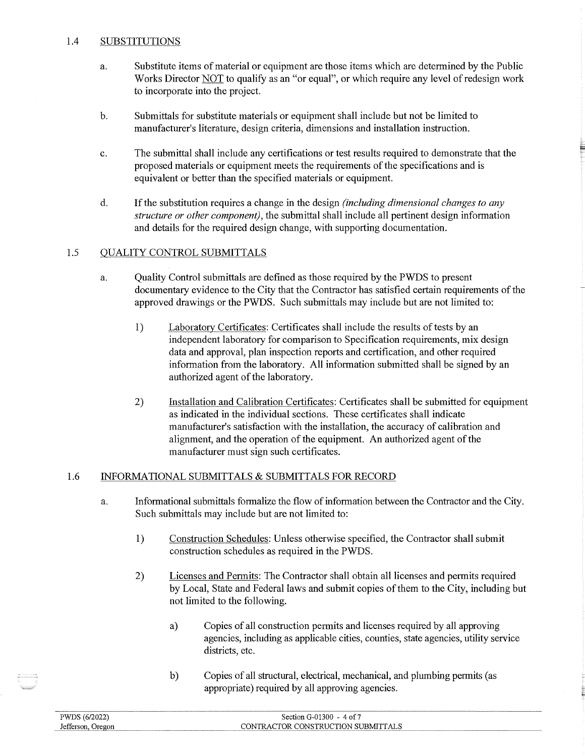## 1.4 SUBSTITUTIONS

a. Substitute items of material or equipment are those items which are determined by the Public Works Director NOT to qualify as an "or equal", or which require any level of redesign work to incorporate into the project.

b. Submittals for substitute materials or equipment shall include but not be limited to manufacturer's literature, design criteria, dimensions and installation instruction.

c. The submittal shall include any certifications or test results required to demonstrate that the proposed materials or equipment meets the requirements of the specifications and is equivalent or better than the specified materials or equipment.

d. If the substitution requires a change in the design *(including dimensional changes to any structure or other component)*, the submittal shall include all pertinent design information and details for the required design change, with supporting documentation.

## 1.5 QUALITY CONTROL SUBMITTALS

a. Quality Control submittals are defined as those required by the PWDS to present documentary evidence to the City that the Contractor has satisfied certain requirements of the approved drawings or the PWDS. Such submittals may include but are not limited to:

   1) Laboratory Certificates: Certificates shall include the results of tests by an independent laboratory for comparison to Specification requirements, mix design data and approval, plan inspection reports and certification, and other required information from the laboratory. All information submitted shall be signed by an authorized agent of the laboratory.

   2) Installation and Calibration Certificates: Certificates shall be submitted for equipment as indicated in the individual sections. These certificates shall indicate manufacturer's satisfaction with the installation, the accuracy of calibration and alignment, and the operation of the equipment. An authorized agent of the manufacturer must sign such certificates.

## 1.6 INFORMATIONAL SUBMITTALS & SUBMITTALS FOR RECORD

a. Informational submittals formalize the flow of information between the Contractor and the City. Such submittals may include but are not limited to:

   1) Construction Schedules: Unless otherwise specified, the Contractor shall submit construction schedules as required in the PWDS.

   2) Licenses and Permits: The Contractor shall obtain all licenses and permits required by Local, State and Federal laws and submit copies of them to the City, including but not limited to the following.

      a) Copies of all construction permits and licenses required by all approving agencies, including as applicable cities, counties, state agencies, utility service districts, etc.

      b) Copies of all structural, electrical, mechanical, and plumbing permits (as appropriate) required by all approving agencies.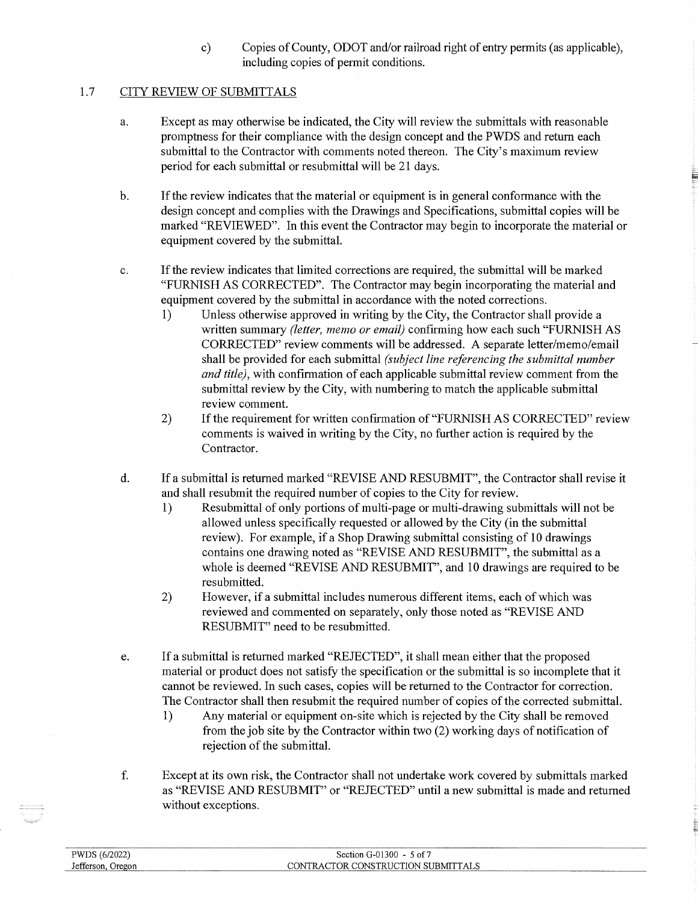c) Copies of County, ODOT and/or railroad right of entry permits (as applicable), including copies of permit conditions.

## 1.7 CITY REVIEW OF SUBMITTALS

a. Except as may otherwise be indicated, the City will review the submittals with reasonable promptness for their compliance with the design concept and the PWDS and return each submittal to the Contractor with comments noted thereon. The City's maximum review period for each submittal or resubmittal will be 21 days.

b. If the review indicates that the material or equipment is in general conformance with the design concept and complies with the Drawings and Specifications, submittal copies will be marked "REVIEWED". In this event the Contractor may begin to incorporate the material or equipment covered by the submittal.

c. If the review indicates that limited corrections are required, the submittal will be marked "FURNISH AS CORRECTED". The Contractor may begin incorporating the material and equipment covered by the submittal in accordance with the noted corrections.

   1) Unless otherwise approved in writing by the City, the Contractor shall provide a written summary *(letter, memo or email)* confirming how each such "FURNISH AS CORRECTED" review comments will be addressed. A separate letter/memo/email shall be provided for each submittal *(subject line referencing the submittal number and title)*, with confirmation of each applicable submittal review comment from the submittal review by the City, with numbering to match the applicable submittal review comment.
   2) If the requirement for written confirmation of "FURNISH AS CORRECTED" review comments is waived in writing by the City, no further action is required by the Contractor.

d. If a submittal is returned marked "REVISE AND RESUBMIT", the Contractor shall revise it and shall resubmit the required number of copies to the City for review.

   1) Resubmittal of only portions of multi-page or multi-drawing submittals will not be allowed unless specifically requested or allowed by the City (in the submittal review). For example, if a Shop Drawing submittal consisting of 10 drawings contains one drawing noted as "REVISE AND RESUBMIT", the submittal as a whole is deemed "REVISE AND RESUBMIT", and 10 drawings are required to be resubmitted.
   2) However, if a submittal includes numerous different items, each of which was reviewed and commented on separately, only those noted as "REVISE AND RESUBMIT" need to be resubmitted.

e. If a submittal is returned marked "REJECTED", it shall mean either that the proposed material or product does not satisfy the specification or the submittal is so incomplete that it cannot be reviewed. In such cases, copies will be returned to the Contractor for correction. The Contractor shall then resubmit the required number of copies of the corrected submittal.

   1) Any material or equipment on-site which is rejected by the City shall be removed from the job site by the Contractor within two (2) working days of notification of rejection of the submittal.

f. Except at its own risk, the Contractor shall not undertake work covered by submittals marked as "REVISE AND RESUBMIT" or "REJECTED" until a new submittal is made and returned without exceptions.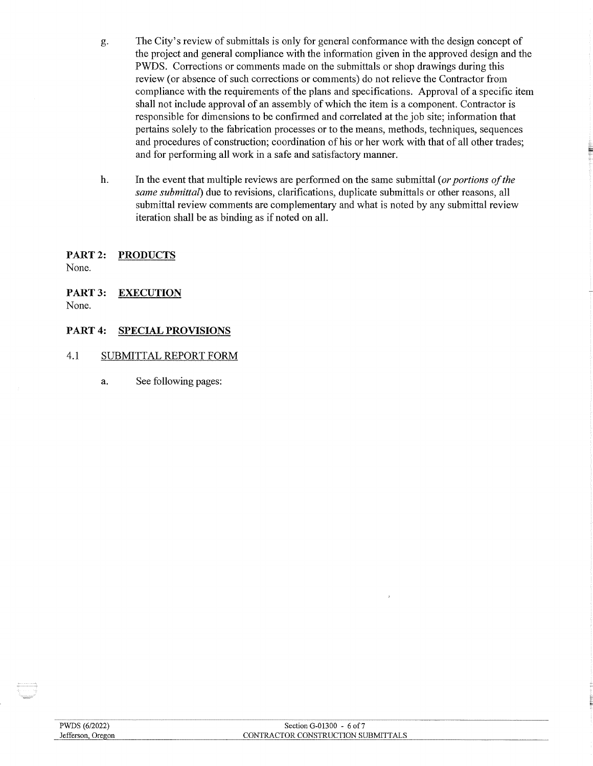g. The City's review of submittals is only for general conformance with the design concept of the project and general compliance with the information given in the approved design and the PWDS. Corrections or comments made on the submittals or shop drawings during this review (or absence of such corrections or comments) do not relieve the Contractor from compliance with the requirements of the plans and specifications. Approval of a specific item shall not include approval of an assembly of which the item is a component. Contractor is responsible for dimensions to be confirmed and correlated at the job site; information that pertains solely to the fabrication processes or to the means, methods, techniques, sequences and procedures of construction; coordination of his or her work with that of all other trades; and for performing all work in a safe and satisfactory manner.

h. In the event that multiple reviews are performed on the same submittal *(or portions of the same submittal)* due to revisions, clarifications, duplicate submittals or other reasons, all submittal review comments are complementary and what is noted by any submittal review iteration shall be as binding as if noted on all.

## PART 2: <u>PRODUCTS</u>

None.

## PART 3: <u>EXECUTION</u>

None.

## PART 4: <u>SPECIAL PROVISIONS</u>

### 4.1 <u>SUBMITTAL REPORT FORM</u>

a. See following pages: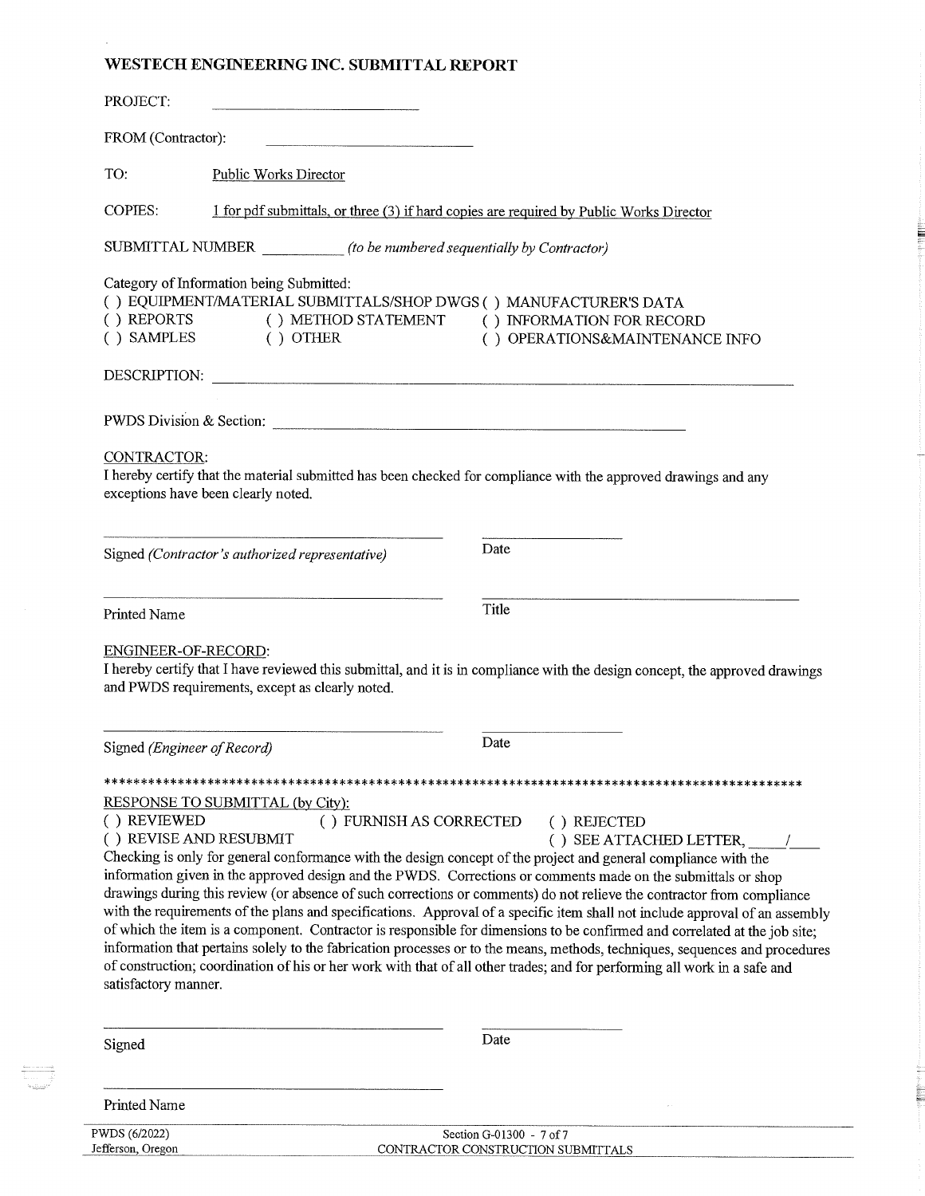# WESTECH ENGINEERING INC. SUBMITTAL REPORT

PROJECT: ______________________

FROM (Contractor): ______________________

TO: Public Works Director

COPIES: 1 for pdf submittals, or three (3) if hard copies are required by Public Works Director

SUBMITTAL NUMBER __________ *(to be numbered sequentially by Contractor)*

Category of Information being Submitted:

( ) EQUIPMENT/MATERIAL SUBMITTALS/SHOP DWGS ( ) MANUFACTURER'S DATA
( ) REPORTS ( ) METHOD STATEMENT ( ) INFORMATION FOR RECORD
( ) SAMPLES ( ) OTHER ( ) OPERATIONS&MAINTENANCE INFO

DESCRIPTION: ______________________________________________

PWDS Division & Section: ______________________________________

CONTRACTOR:
I hereby certify that the material submitted has been checked for compliance with the approved drawings and any exceptions have been clearly noted.

______________________________ ______________
Signed *(Contractor's authorized representative)* Date

______________________________ ______________
Printed Name Title

ENGINEER-OF-RECORD:
I hereby certify that I have reviewed this submittal, and it is in compliance with the design concept, the approved drawings and PWDS requirements, except as clearly noted.

______________________________ ______________
Signed *(Engineer of Record)* Date

*************************************************************************************************

RESPONSE TO SUBMITTAL (by City):

( ) REVIEWED ( ) FURNISH AS CORRECTED ( ) REJECTED
( ) REVISE AND RESUBMIT ( ) SEE ATTACHED LETTER, ____/____

Checking is only for general conformance with the design concept of the project and general compliance with the information given in the approved design and the PWDS. Corrections or comments made on the submittals or shop drawings during this review (or absence of such corrections or comments) do not relieve the contractor from compliance with the requirements of the plans and specifications. Approval of a specific item shall not include approval of an assembly of which the item is a component. Contractor is responsible for dimensions to be confirmed and correlated at the job site; information that pertains solely to the fabrication processes or to the means, methods, techniques, sequences and procedures of construction; coordination of his or her work with that of all other trades; and for performing all work in a safe and satisfactory manner.

______________________________ ______________
Signed Date

______________________________
Printed Name